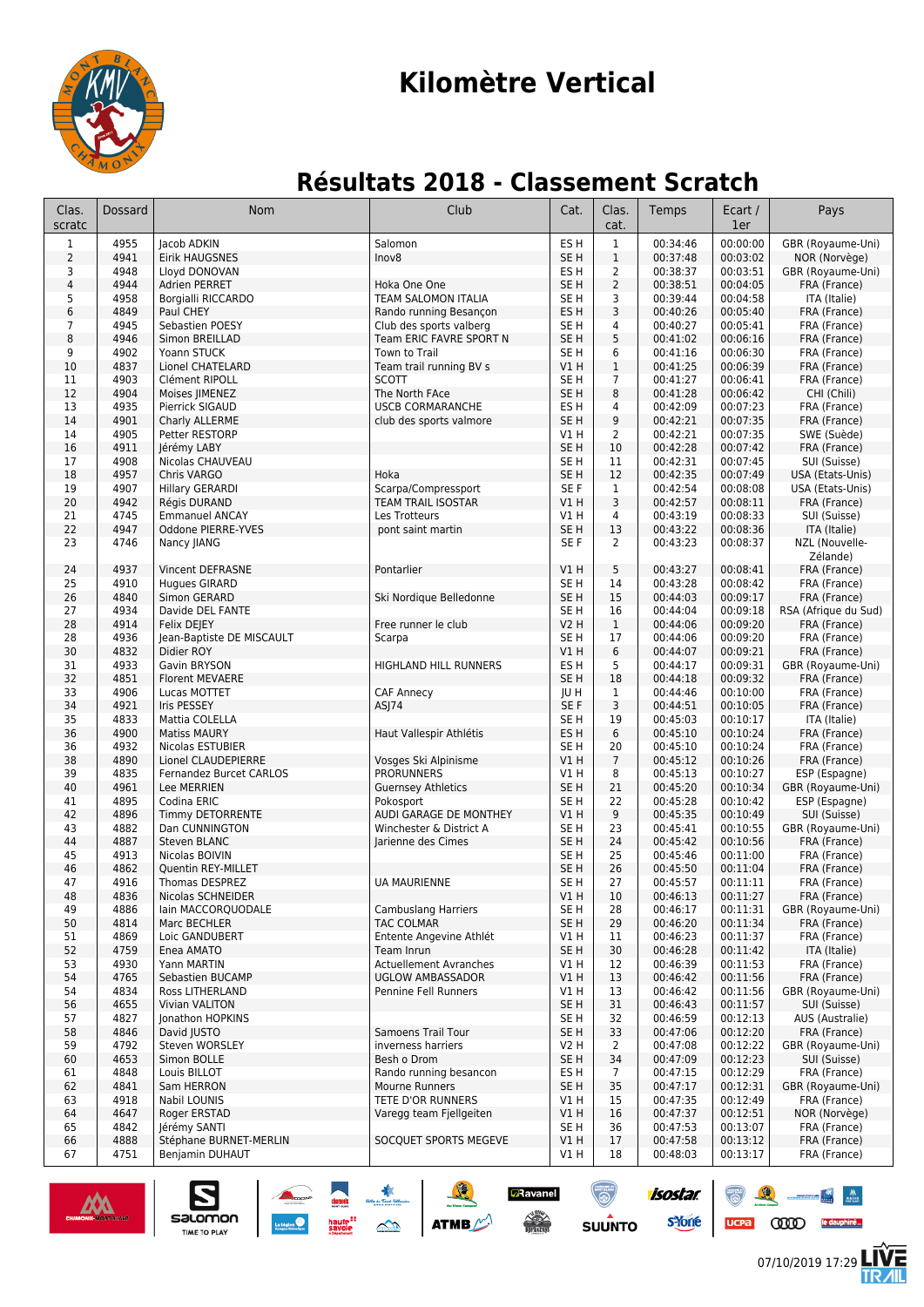# Kilomètre Vertical

## Résultats 2018 - Classement Scratch

| Clas. scratc | Dossard | Nom | Club | Cat. | Clas. cat. | Temps | Ecart / 1er | Pays |
|---|---|---|---|---|---|---|---|---|
| 1 | 4955 | Jacob ADKIN | Salomon | ES H | 1 | 00:34:46 | 00:00:00 | GBR (Royaume-Uni) |
| 2 | 4941 | Eirik HAUGSNES | Inov8 | SE H | 1 | 00:37:48 | 00:03:02 | NOR (Norvège) |
| 3 | 4948 | Lloyd DONOVAN | | ES H | 2 | 00:38:37 | 00:03:51 | GBR (Royaume-Uni) |
| 4 | 4944 | Adrien PERRET | Hoka One One | SE H | 2 | 00:38:51 | 00:04:05 | FRA (France) |
| 5 | 4958 | Borgialli RICCARDO | TEAM SALOMON ITALIA | SE H | 3 | 00:39:44 | 00:04:58 | ITA (Italie) |
| 6 | 4849 | Paul CHEY | Rando running Besançon | ES H | 3 | 00:40:26 | 00:05:40 | FRA (France) |
| 7 | 4945 | Sebastien POESY | Club des sports valberg | SE H | 4 | 00:40:27 | 00:05:41 | FRA (France) |
| 8 | 4946 | Simon BREILLAD | Team ERIC FAVRE SPORT N | SE H | 5 | 00:41:02 | 00:06:16 | FRA (France) |
| 9 | 4902 | Yoann STUCK | Town to Trail | SE H | 6 | 00:41:16 | 00:06:30 | FRA (France) |
| 10 | 4837 | Lionel CHATELARD | Team trail running BV s | V1 H | 1 | 00:41:25 | 00:06:39 | FRA (France) |
| 11 | 4903 | Clément RIPOLL | SCOTT | SE H | 7 | 00:41:27 | 00:06:41 | FRA (France) |
| 12 | 4904 | Moises JIMENEZ | The North FAce | SE H | 8 | 00:41:28 | 00:06:42 | CHI (Chili) |
| 13 | 4935 | Pierrick SIGAUD | USCB CORMARANCHE | ES H | 4 | 00:42:09 | 00:07:23 | FRA (France) |
| 14 | 4901 | Charly ALLERME | club des sports valmore | SE H | 9 | 00:42:21 | 00:07:35 | FRA (France) |
| 14 | 4905 | Petter RESTORP | | V1 H | 2 | 00:42:21 | 00:07:35 | SWE (Suède) |
| 16 | 4911 | Jérémy LABY | | SE H | 10 | 00:42:28 | 00:07:42 | FRA (France) |
| 17 | 4908 | Nicolas CHAUVEAU | | SE H | 11 | 00:42:31 | 00:07:45 | SUI (Suisse) |
| 18 | 4957 | Chris VARGO | Hoka | SE H | 12 | 00:42:35 | 00:07:49 | USA (Etats-Unis) |
| 19 | 4907 | Hillary GERARDI | Scarpa/Compressport | SE F | 1 | 00:42:54 | 00:08:08 | USA (Etats-Unis) |
| 20 | 4942 | Régis DURAND | TEAM TRAIL ISOSTAR | V1 H | 3 | 00:42:57 | 00:08:11 | FRA (France) |
| 21 | 4745 | Emmanuel ANCAY | Les Trotteurs | V1 H | 4 | 00:43:19 | 00:08:33 | SUI (Suisse) |
| 22 | 4947 | Oddone PIERRE-YVES | pont saint martin | SE H | 13 | 00:43:22 | 00:08:36 | ITA (Italie) |
| 23 | 4746 | Nancy JIANG | | SE F | 2 | 00:43:23 | 00:08:37 | NZL (Nouvelle-Zélande) |
| 24 | 4937 | Vincent DEFRASNE | Pontarlier | V1 H | 5 | 00:43:27 | 00:08:41 | FRA (France) |
| 25 | 4910 | Hugues GIRARD | | SE H | 14 | 00:43:28 | 00:08:42 | FRA (France) |
| 26 | 4840 | Simon GERARD | Ski Nordique Belledonne | SE H | 15 | 00:44:03 | 00:09:17 | FRA (France) |
| 27 | 4934 | Davide DEL FANTE | | SE H | 16 | 00:44:04 | 00:09:18 | RSA (Afrique du Sud) |
| 28 | 4914 | Felix DEJEY | Free runner le club | V2 H | 1 | 00:44:06 | 00:09:20 | FRA (France) |
| 28 | 4936 | Jean-Baptiste DE MISCAULT | Scarpa | SE H | 17 | 00:44:06 | 00:09:20 | FRA (France) |
| 30 | 4832 | Didier ROY | | V1 H | 6 | 00:44:07 | 00:09:21 | FRA (France) |
| 31 | 4933 | Gavin BRYSON | HIGHLAND HILL RUNNERS | ES H | 5 | 00:44:17 | 00:09:31 | GBR (Royaume-Uni) |
| 32 | 4851 | Florent MEVAERE | | SE H | 18 | 00:44:18 | 00:09:32 | FRA (France) |
| 33 | 4906 | Lucas MOTTET | CAF Annecy | JU H | 1 | 00:44:46 | 00:10:00 | FRA (France) |
| 34 | 4921 | Iris PESSEY | ASJ74 | SE F | 3 | 00:44:51 | 00:10:05 | FRA (France) |
| 35 | 4833 | Mattia COLELLA | | SE H | 19 | 00:45:03 | 00:10:17 | ITA (Italie) |
| 36 | 4900 | Matiss MAURY | Haut Vallespir Athlétis | ES H | 6 | 00:45:10 | 00:10:24 | FRA (France) |
| 36 | 4932 | Nicolas ESTUBIER | | SE H | 20 | 00:45:10 | 00:10:24 | FRA (France) |
| 38 | 4890 | Lionel CLAUDEPIERRE | Vosges Ski Alpinisme | V1 H | 7 | 00:45:12 | 00:10:26 | FRA (France) |
| 39 | 4835 | Fernandez Burcet CARLOS | PRORUNNERS | V1 H | 8 | 00:45:13 | 00:10:27 | ESP (Espagne) |
| 40 | 4961 | Lee MERRIEN | Guernsey Athletics | SE H | 21 | 00:45:20 | 00:10:34 | GBR (Royaume-Uni) |
| 41 | 4895 | Codina ERIC | Pokosport | SE H | 22 | 00:45:28 | 00:10:42 | ESP (Espagne) |
| 42 | 4896 | Timmy DETORRENTE | AUDI GARAGE DE MONTHEY | V1 H | 9 | 00:45:35 | 00:10:49 | SUI (Suisse) |
| 43 | 4882 | Dan CUNNINGTON | Winchester & District A | SE H | 23 | 00:45:41 | 00:10:55 | GBR (Royaume-Uni) |
| 44 | 4887 | Steven BLANC | Jarienne des Cimes | SE H | 24 | 00:45:42 | 00:10:56 | FRA (France) |
| 45 | 4913 | Nicolas BOIVIN | | SE H | 25 | 00:45:46 | 00:11:00 | FRA (France) |
| 46 | 4862 | Quentin REY-MILLET | | SE H | 26 | 00:45:50 | 00:11:04 | FRA (France) |
| 47 | 4916 | Thomas DESPREZ | UA MAURIENNE | SE H | 27 | 00:45:57 | 00:11:11 | FRA (France) |
| 48 | 4836 | Nicolas SCHNEIDER | | V1 H | 10 | 00:46:13 | 00:11:27 | FRA (France) |
| 49 | 4886 | Iain MACCORQUODALE | Cambuslang Harriers | SE H | 28 | 00:46:17 | 00:11:31 | GBR (Royaume-Uni) |
| 50 | 4814 | Marc BECHLER | TAC COLMAR | SE H | 29 | 00:46:20 | 00:11:34 | FRA (France) |
| 51 | 4869 | Loic GANDUBERT | Entente Angevine Athlét | V1 H | 11 | 00:46:23 | 00:11:37 | FRA (France) |
| 52 | 4759 | Enea AMATO | Team Inrun | SE H | 30 | 00:46:28 | 00:11:42 | ITA (Italie) |
| 53 | 4930 | Yann MARTIN | Actuellement Avranches | V1 H | 12 | 00:46:39 | 00:11:53 | FRA (France) |
| 54 | 4765 | Sebastien BUCAMP | UGLOW AMBASSADOR | V1 H | 13 | 00:46:42 | 00:11:56 | FRA (France) |
| 54 | 4834 | Ross LITHERLAND | Pennine Fell Runners | V1 H | 13 | 00:46:42 | 00:11:56 | GBR (Royaume-Uni) |
| 56 | 4655 | Vivian VALITON | | SE H | 31 | 00:46:43 | 00:11:57 | SUI (Suisse) |
| 57 | 4827 | Jonathon HOPKINS | | SE H | 32 | 00:46:59 | 00:12:13 | AUS (Australie) |
| 58 | 4846 | David JUSTO | Samoens Trail Tour | SE H | 33 | 00:47:06 | 00:12:20 | FRA (France) |
| 59 | 4792 | Steven WORSLEY | inverness harriers | V2 H | 2 | 00:47:08 | 00:12:22 | GBR (Royaume-Uni) |
| 60 | 4653 | Simon BOLLE | Besh o Drom | SE H | 34 | 00:47:09 | 00:12:23 | SUI (Suisse) |
| 61 | 4848 | Louis BILLOT | Rando running besancon | ES H | 7 | 00:47:15 | 00:12:29 | FRA (France) |
| 62 | 4841 | Sam HERRON | Mourne Runners | SE H | 35 | 00:47:17 | 00:12:31 | GBR (Royaume-Uni) |
| 63 | 4918 | Nabil LOUNIS | TETE D'OR RUNNERS | V1 H | 15 | 00:47:35 | 00:12:49 | FRA (France) |
| 64 | 4647 | Roger ERSTAD | Varegg team Fjellgeiten | V1 H | 16 | 00:47:37 | 00:12:51 | NOR (Norvège) |
| 65 | 4842 | Jérémy SANTI | | SE H | 36 | 00:47:53 | 00:13:07 | FRA (France) |
| 66 | 4888 | Stéphane BURNET-MERLIN | SOCQUET SPORTS MEGEVE | V1 H | 17 | 00:47:58 | 00:13:12 | FRA (France) |
| 67 | 4751 | Benjamin DUHAUT | | V1 H | 18 | 00:48:03 | 00:13:17 | FRA (France) |

07/10/2019 17:29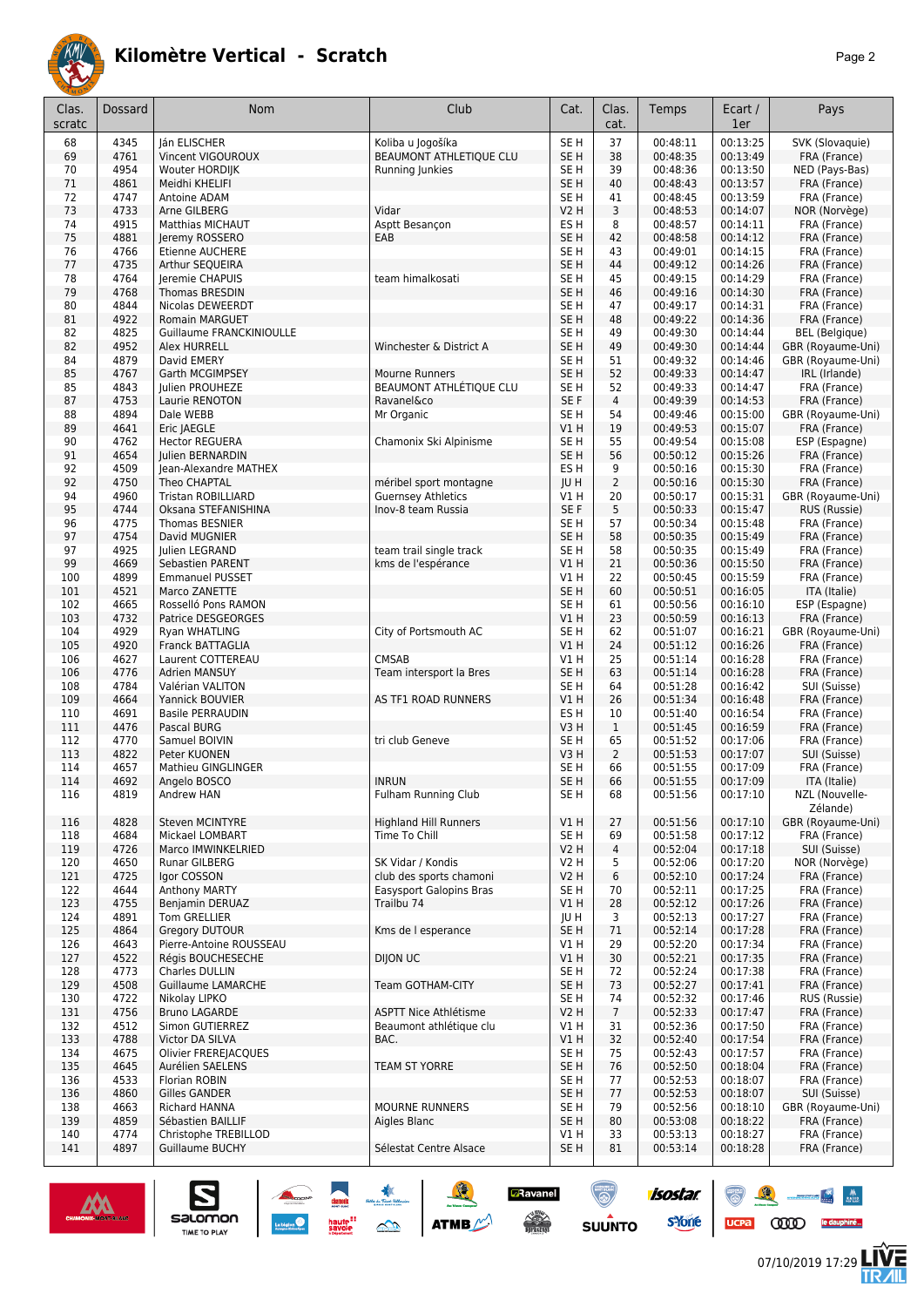# Kilomètre Vertical - Scratch

| Clas. scratc | Dossard | Nom | Club | Cat. | Clas. cat. | Temps | Ecart / 1er | Pays |
|---|---|---|---|---|---|---|---|---|
| 68 | 4345 | Ján ELISCHER | Koliba u Jogošíka | SE H | 37 | 00:48:11 | 00:13:25 | SVK (Slovaquie) |
| 69 | 4761 | Vincent VIGOUROUX | BEAUMONT ATHLETIQUE CLU | SE H | 38 | 00:48:35 | 00:13:49 | FRA (France) |
| 70 | 4954 | Wouter HORDIJK | Running Junkies | SE H | 39 | 00:48:36 | 00:13:50 | NED (Pays-Bas) |
| 71 | 4861 | Meidhi KHELIFI | | SE H | 40 | 00:48:43 | 00:13:57 | FRA (France) |
| 72 | 4747 | Antoine ADAM | | SE H | 41 | 00:48:45 | 00:13:59 | FRA (France) |
| 73 | 4733 | Arne GILBERG | Vidar | V2 H | 3 | 00:48:53 | 00:14:07 | NOR (Norvège) |
| 74 | 4915 | Matthias MICHAUT | Asptt Besançon | ES H | 8 | 00:48:57 | 00:14:11 | FRA (France) |
| 75 | 4881 | Jeremy ROSSERO | EAB | SE H | 42 | 00:48:58 | 00:14:12 | FRA (France) |
| 76 | 4766 | Etienne AUCHERE | | SE H | 43 | 00:49:01 | 00:14:15 | FRA (France) |
| 77 | 4735 | Arthur SEQUEIRA | | SE H | 44 | 00:49:12 | 00:14:26 | FRA (France) |
| 78 | 4764 | Jeremie CHAPUIS | team himalkosati | SE H | 45 | 00:49:15 | 00:14:29 | FRA (France) |
| 79 | 4768 | Thomas BRESDIN | | SE H | 46 | 00:49:16 | 00:14:30 | FRA (France) |
| 80 | 4844 | Nicolas DEWEERDT | | SE H | 47 | 00:49:17 | 00:14:31 | FRA (France) |
| 81 | 4922 | Romain MARGUET | | SE H | 48 | 00:49:22 | 00:14:36 | FRA (France) |
| 82 | 4825 | Guillaume FRANCKINIOULLE | | SE H | 49 | 00:49:30 | 00:14:44 | BEL (Belgique) |
| 82 | 4952 | Alex HURRELL | Winchester & District A | SE H | 49 | 00:49:30 | 00:14:44 | GBR (Royaume-Uni) |
| 84 | 4879 | David EMERY | | SE H | 51 | 00:49:32 | 00:14:46 | GBR (Royaume-Uni) |
| 85 | 4767 | Garth MCGIMPSEY | Mourne Runners | SE H | 52 | 00:49:33 | 00:14:47 | IRL (Irlande) |
| 85 | 4843 | Julien PROUHEZE | BEAUMONT ATHLÉTIQUE CLU | SE H | 52 | 00:49:33 | 00:14:47 | FRA (France) |
| 87 | 4753 | Laurie RENOTON | Ravanel&co | SE F | 4 | 00:49:39 | 00:14:53 | FRA (France) |
| 88 | 4894 | Dale WEBB | Mr Organic | SE H | 54 | 00:49:46 | 00:15:00 | GBR (Royaume-Uni) |
| 89 | 4641 | Eric JAEGLE | | V1 H | 19 | 00:49:53 | 00:15:07 | FRA (France) |
| 90 | 4762 | Hector REGUERA | Chamonix Ski Alpinisme | SE H | 55 | 00:49:54 | 00:15:08 | ESP (Espagne) |
| 91 | 4654 | Julien BERNARDIN | | SE H | 56 | 00:50:12 | 00:15:26 | FRA (France) |
| 92 | 4509 | Jean-Alexandre MATHEX | | ES H | 9 | 00:50:16 | 00:15:30 | FRA (France) |
| 92 | 4750 | Theo CHAPTAL | méribel sport montagne | JU H | 2 | 00:50:16 | 00:15:30 | FRA (France) |
| 94 | 4960 | Tristan ROBILLIARD | Guernsey Athletics | V1 H | 20 | 00:50:17 | 00:15:31 | GBR (Royaume-Uni) |
| 95 | 4744 | Oksana STEFANISHINA | Inov-8 team Russia | SE F | 5 | 00:50:33 | 00:15:47 | RUS (Russie) |
| 96 | 4775 | Thomas BESNIER | | SE H | 57 | 00:50:34 | 00:15:48 | FRA (France) |
| 97 | 4754 | David MUGNIER | | SE H | 58 | 00:50:35 | 00:15:49 | FRA (France) |
| 97 | 4925 | Julien LEGRAND | team trail single track | SE H | 58 | 00:50:35 | 00:15:49 | FRA (France) |
| 99 | 4669 | Sebastien PARENT | kms de l'espérance | V1 H | 21 | 00:50:36 | 00:15:50 | FRA (France) |
| 100 | 4899 | Emmanuel PUSSET | | V1 H | 22 | 00:50:45 | 00:15:59 | FRA (France) |
| 101 | 4521 | Marco ZANETTE | | SE H | 60 | 00:50:51 | 00:16:05 | ITA (Italie) |
| 102 | 4665 | Rosselló Pons RAMON | | SE H | 61 | 00:50:56 | 00:16:10 | ESP (Espagne) |
| 103 | 4732 | Patrice DESGEORGES | | V1 H | 23 | 00:50:59 | 00:16:13 | FRA (France) |
| 104 | 4929 | Ryan WHATLING | City of Portsmouth AC | SE H | 62 | 00:51:07 | 00:16:21 | GBR (Royaume-Uni) |
| 105 | 4920 | Franck BATTAGLIA | | V1 H | 24 | 00:51:12 | 00:16:26 | FRA (France) |
| 106 | 4627 | Laurent COTTEREAU | CMSAB | V1 H | 25 | 00:51:14 | 00:16:28 | FRA (France) |
| 106 | 4776 | Adrien MANSUY | Team intersport la Bres | SE H | 63 | 00:51:14 | 00:16:28 | FRA (France) |
| 108 | 4784 | Valérian VALITON | | SE H | 64 | 00:51:28 | 00:16:42 | SUI (Suisse) |
| 109 | 4664 | Yannick BOUVIER | AS TF1 ROAD RUNNERS | V1 H | 26 | 00:51:34 | 00:16:48 | FRA (France) |
| 110 | 4691 | Basile PERRAUDIN | | ES H | 10 | 00:51:40 | 00:16:54 | FRA (France) |
| 111 | 4476 | Pascal BURG | | V3 H | 1 | 00:51:45 | 00:16:59 | FRA (France) |
| 112 | 4770 | Samuel BOIVIN | tri club Geneve | SE H | 65 | 00:51:52 | 00:17:06 | FRA (France) |
| 113 | 4822 | Peter KUONEN | | V3 H | 2 | 00:51:53 | 00:17:07 | SUI (Suisse) |
| 114 | 4657 | Mathieu GINGLINGER | | SE H | 66 | 00:51:55 | 00:17:09 | FRA (France) |
| 114 | 4692 | Angelo BOSCO | INRUN | SE H | 66 | 00:51:55 | 00:17:09 | ITA (Italie) |
| 116 | 4819 | Andrew HAN | Fulham Running Club | SE H | 68 | 00:51:56 | 00:17:10 | NZL (Nouvelle-Zélande) |
| 116 | 4828 | Steven MCINTYRE | Highland Hill Runners | V1 H | 27 | 00:51:56 | 00:17:10 | GBR (Royaume-Uni) |
| 118 | 4684 | Mickael LOMBART | Time To Chill | SE H | 69 | 00:51:58 | 00:17:12 | FRA (France) |
| 119 | 4726 | Marco IMWINKELRIED | | V2 H | 4 | 00:52:04 | 00:17:18 | SUI (Suisse) |
| 120 | 4650 | Runar GILBERG | SK Vidar / Kondis | V2 H | 5 | 00:52:06 | 00:17:20 | NOR (Norvège) |
| 121 | 4725 | Igor COSSON | club des sports chamoni | V2 H | 6 | 00:52:10 | 00:17:24 | FRA (France) |
| 122 | 4644 | Anthony MARTY | Easysport Galopins Bras | SE H | 70 | 00:52:11 | 00:17:25 | FRA (France) |
| 123 | 4755 | Benjamin DERUAZ | Trailbu 74 | V1 H | 28 | 00:52:12 | 00:17:26 | FRA (France) |
| 124 | 4891 | Tom GRELLIER | | JU H | 3 | 00:52:13 | 00:17:27 | FRA (France) |
| 125 | 4864 | Gregory DUTOUR | Kms de l esperance | SE H | 71 | 00:52:14 | 00:17:28 | FRA (France) |
| 126 | 4643 | Pierre-Antoine ROUSSEAU | | V1 H | 29 | 00:52:20 | 00:17:34 | FRA (France) |
| 127 | 4522 | Régis BOUCHESECHE | DIJON UC | V1 H | 30 | 00:52:21 | 00:17:35 | FRA (France) |
| 128 | 4773 | Charles DULLIN | | SE H | 72 | 00:52:24 | 00:17:38 | FRA (France) |
| 129 | 4508 | Guillaume LAMARCHE | Team GOTHAM-CITY | SE H | 73 | 00:52:27 | 00:17:41 | FRA (France) |
| 130 | 4722 | Nikolay LIPKO | | SE H | 74 | 00:52:32 | 00:17:46 | RUS (Russie) |
| 131 | 4756 | Bruno LAGARDE | ASPTT Nice Athlétisme | V2 H | 7 | 00:52:33 | 00:17:47 | FRA (France) |
| 132 | 4512 | Simon GUTIERREZ | Beaumont athlétique clu | V1 H | 31 | 00:52:36 | 00:17:50 | FRA (France) |
| 133 | 4788 | Victor DA SILVA | BAC. | V1 H | 32 | 00:52:40 | 00:17:54 | FRA (France) |
| 134 | 4675 | Olivier FREREJACQUES | | SE H | 75 | 00:52:43 | 00:17:57 | FRA (France) |
| 135 | 4645 | Aurélien SAELENS | TEAM ST YORRE | SE H | 76 | 00:52:50 | 00:18:04 | FRA (France) |
| 136 | 4533 | Florian ROBIN | | SE H | 77 | 00:52:53 | 00:18:07 | FRA (France) |
| 136 | 4860 | Gilles GANDER | | SE H | 77 | 00:52:53 | 00:18:07 | SUI (Suisse) |
| 138 | 4663 | Richard HANNA | MOURNE RUNNERS | SE H | 79 | 00:52:56 | 00:18:10 | GBR (Royaume-Uni) |
| 139 | 4859 | Sébastien BAILLIF | Aigles Blanc | SE H | 80 | 00:53:08 | 00:18:22 | FRA (France) |
| 140 | 4774 | Christophe TREBILLOD | | V1 H | 33 | 00:53:13 | 00:18:27 | FRA (France) |
| 141 | 4897 | Guillaume BUCHY | Sélestat Centre Alsace | SE H | 81 | 00:53:14 | 00:18:28 | FRA (France) |

07/10/2019 17:29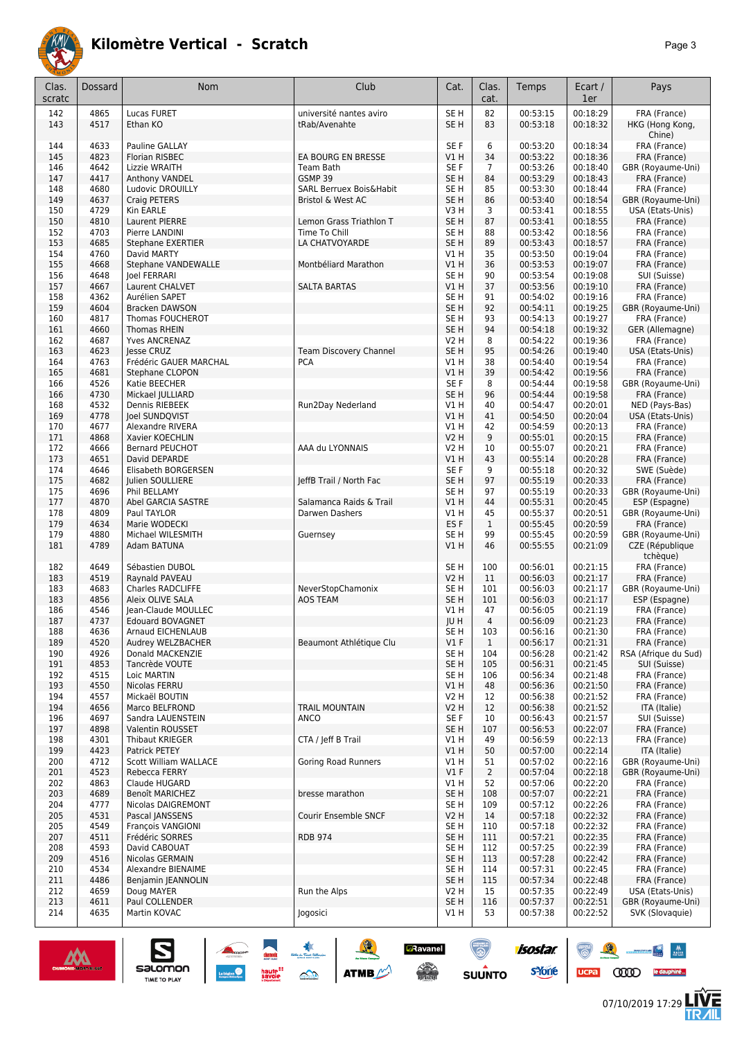# Kilomètre Vertical - Scratch

| Clas. scratc | Dossard | Nom | Club | Cat. | Clas. cat. | Temps | Ecart / 1er | Pays |
|---|---|---|---|---|---|---|---|---|
| 142 | 4865 | Lucas FURET | université nantes aviro | SE H | 82 | 00:53:15 | 00:18:29 | FRA (France) |
| 143 | 4517 | Ethan KO | tRab/Avenahte | SE H | 83 | 00:53:18 | 00:18:32 | HKG (Hong Kong, Chine) |
| 144 | 4633 | Pauline GALLAY | | SE F | 6 | 00:53:20 | 00:18:34 | FRA (France) |
| 145 | 4823 | Florian RISBEC | EA BOURG EN BRESSE | V1 H | 34 | 00:53:22 | 00:18:36 | FRA (France) |
| 146 | 4642 | Lizzie WRAITH | Team Bath | SE F | 7 | 00:53:26 | 00:18:40 | GBR (Royaume-Uni) |
| 147 | 4417 | Anthony VANDEL | GSMP 39 | SE H | 84 | 00:53:29 | 00:18:43 | FRA (France) |
| 148 | 4680 | Ludovic DROUILLY | SARL Berruex Bois&Habit | SE H | 85 | 00:53:30 | 00:18:44 | FRA (France) |
| 149 | 4637 | Craig PETERS | Bristol & West AC | SE H | 86 | 00:53:40 | 00:18:54 | GBR (Royaume-Uni) |
| 150 | 4729 | Kin EARLE | | V3 H | 3 | 00:53:41 | 00:18:55 | USA (Etats-Unis) |
| 150 | 4810 | Laurent PIERRE | Lemon Grass Triathlon T | SE H | 87 | 00:53:41 | 00:18:55 | FRA (France) |
| 152 | 4703 | Pierre LANDINI | Time To Chill | SE H | 88 | 00:53:42 | 00:18:56 | FRA (France) |
| 153 | 4685 | Stephane EXERTIER | LA CHATVOYARDE | SE H | 89 | 00:53:43 | 00:18:57 | FRA (France) |
| 154 | 4760 | David MARTY | | V1 H | 35 | 00:53:50 | 00:19:04 | FRA (France) |
| 155 | 4668 | Stephane VANDEWALLE | Montbéliard Marathon | V1 H | 36 | 00:53:53 | 00:19:07 | FRA (France) |
| 156 | 4648 | Joel FERRARI | | SE H | 90 | 00:53:54 | 00:19:08 | SUI (Suisse) |
| 157 | 4667 | Laurent CHALVET | SALTA BARTAS | V1 H | 37 | 00:53:56 | 00:19:10 | FRA (France) |
| 158 | 4362 | Aurélien SAPET | | SE H | 91 | 00:54:02 | 00:19:16 | FRA (France) |
| 159 | 4604 | Bracken DAWSON | | SE H | 92 | 00:54:11 | 00:19:25 | GBR (Royaume-Uni) |
| 160 | 4817 | Thomas FOUCHEROT | | SE H | 93 | 00:54:13 | 00:19:27 | FRA (France) |
| 161 | 4660 | Thomas RHEIN | | SE H | 94 | 00:54:18 | 00:19:32 | GER (Allemagne) |
| 162 | 4687 | Yves ANCRENAZ | | V2 H | 8 | 00:54:22 | 00:19:36 | FRA (France) |
| 163 | 4623 | Jesse CRUZ | Team Discovery Channel | SE H | 95 | 00:54:26 | 00:19:40 | USA (Etats-Unis) |
| 164 | 4763 | Frédéric GAUER MARCHAL | PCA | V1 H | 38 | 00:54:40 | 00:19:54 | FRA (France) |
| 165 | 4681 | Stephane CLOPON | | V1 H | 39 | 00:54:42 | 00:19:56 | FRA (France) |
| 166 | 4526 | Katie BEECHER | | SE F | 8 | 00:54:44 | 00:19:58 | GBR (Royaume-Uni) |
| 166 | 4730 | Mickael JULLIARD | | SE H | 96 | 00:54:44 | 00:19:58 | FRA (France) |
| 168 | 4532 | Dennis RIEBEEK | Run2Day Nederland | V1 H | 40 | 00:54:47 | 00:20:01 | NED (Pays-Bas) |
| 169 | 4778 | Joel SUNDQVIST | | V1 H | 41 | 00:54:50 | 00:20:04 | USA (Etats-Unis) |
| 170 | 4677 | Alexandre RIVERA | | V1 H | 42 | 00:54:59 | 00:20:13 | FRA (France) |
| 171 | 4868 | Xavier KOECHLIN | | V2 H | 9 | 00:55:01 | 00:20:15 | FRA (France) |
| 172 | 4666 | Bernard PEUCHOT | AAA du LYONNAIS | V2 H | 10 | 00:55:07 | 00:20:21 | FRA (France) |
| 173 | 4651 | David DEPARDE | | V1 H | 43 | 00:55:14 | 00:20:28 | FRA (France) |
| 174 | 4646 | Elisabeth BORGERSEN | | SE F | 9 | 00:55:18 | 00:20:32 | SWE (Suède) |
| 175 | 4682 | Julien SOULLIERE | JeffB Trail / North Fac | SE H | 97 | 00:55:19 | 00:20:33 | FRA (France) |
| 175 | 4696 | Phil BELLAMY | | SE H | 97 | 00:55:19 | 00:20:33 | GBR (Royaume-Uni) |
| 177 | 4870 | Abel GARCIA SASTRE | Salamanca Raids & Trail | V1 H | 44 | 00:55:31 | 00:20:45 | ESP (Espagne) |
| 178 | 4809 | Paul TAYLOR | Darwen Dashers | V1 H | 45 | 00:55:37 | 00:20:51 | GBR (Royaume-Uni) |
| 179 | 4634 | Marie WODECKI | | ES F | 1 | 00:55:45 | 00:20:59 | FRA (France) |
| 179 | 4880 | Michael WILESMITH | Guernsey | SE H | 99 | 00:55:45 | 00:20:59 | GBR (Royaume-Uni) |
| 181 | 4789 | Adam BATUNA | | V1 H | 46 | 00:55:55 | 00:21:09 | CZE (République tchèque) |
| 182 | 4649 | Sébastien DUBOL | | SE H | 100 | 00:56:01 | 00:21:15 | FRA (France) |
| 183 | 4519 | Raynald PAVEAU | | V2 H | 11 | 00:56:03 | 00:21:17 | FRA (France) |
| 183 | 4683 | Charles RADCLIFFE | NeverStopChamonix | SE H | 101 | 00:56:03 | 00:21:17 | GBR (Royaume-Uni) |
| 183 | 4856 | Aleix OLIVE SALA | AOS TEAM | SE H | 101 | 00:56:03 | 00:21:17 | ESP (Espagne) |
| 186 | 4546 | Jean-Claude MOULLEC | | V1 H | 47 | 00:56:05 | 00:21:19 | FRA (France) |
| 187 | 4737 | Edouard BOVAGNET | | JU H | 4 | 00:56:09 | 00:21:23 | FRA (France) |
| 188 | 4636 | Arnaud EICHENLAUB | | SE H | 103 | 00:56:16 | 00:21:30 | FRA (France) |
| 189 | 4520 | Audrey WELZBACHER | Beaumont Athlétique Clu | V1 F | 1 | 00:56:17 | 00:21:31 | FRA (France) |
| 190 | 4926 | Donald MACKENZIE | | SE H | 104 | 00:56:28 | 00:21:42 | RSA (Afrique du Sud) |
| 191 | 4853 | Tancrède VOUTE | | SE H | 105 | 00:56:31 | 00:21:45 | SUI (Suisse) |
| 192 | 4515 | Loic MARTIN | | SE H | 106 | 00:56:34 | 00:21:48 | FRA (France) |
| 193 | 4550 | Nicolas FERRU | | V1 H | 48 | 00:56:36 | 00:21:50 | FRA (France) |
| 194 | 4557 | Mickaël BOUTIN | | V2 H | 12 | 00:56:38 | 00:21:52 | FRA (France) |
| 194 | 4656 | Marco BELFROND | TRAIL MOUNTAIN | V2 H | 12 | 00:56:38 | 00:21:52 | ITA (Italie) |
| 196 | 4697 | Sandra LAUENSTEIN | ANCO | SE F | 10 | 00:56:43 | 00:21:57 | SUI (Suisse) |
| 197 | 4898 | Valentin ROUSSET | | SE H | 107 | 00:56:53 | 00:22:07 | FRA (France) |
| 198 | 4301 | Thibaut KRIEGER | CTA / Jeff B Trail | V1 H | 49 | 00:56:59 | 00:22:13 | FRA (France) |
| 199 | 4423 | Patrick PETEY | | V1 H | 50 | 00:57:00 | 00:22:14 | ITA (Italie) |
| 200 | 4712 | Scott William WALLACE | Goring Road Runners | V1 H | 51 | 00:57:02 | 00:22:16 | GBR (Royaume-Uni) |
| 201 | 4523 | Rebecca FERRY | | V1 F | 2 | 00:57:04 | 00:22:18 | GBR (Royaume-Uni) |
| 202 | 4863 | Claude HUGARD | | V1 H | 52 | 00:57:06 | 00:22:20 | FRA (France) |
| 203 | 4689 | Benoît MARICHEZ | bresse marathon | SE H | 108 | 00:57:07 | 00:22:21 | FRA (France) |
| 204 | 4777 | Nicolas DAIGREMONT | | SE H | 109 | 00:57:12 | 00:22:26 | FRA (France) |
| 205 | 4531 | Pascal JANSSENS | Courir Ensemble SNCF | V2 H | 14 | 00:57:18 | 00:22:32 | FRA (France) |
| 205 | 4549 | François VANGIONI | | SE H | 110 | 00:57:18 | 00:22:32 | FRA (France) |
| 207 | 4511 | Frédéric SORRES | RDB 974 | SE H | 111 | 00:57:21 | 00:22:35 | FRA (France) |
| 208 | 4593 | David CABOUAT | | SE H | 112 | 00:57:25 | 00:22:39 | FRA (France) |
| 209 | 4516 | Nicolas GERMAIN | | SE H | 113 | 00:57:28 | 00:22:42 | FRA (France) |
| 210 | 4534 | Alexandre BIENAIME | | SE H | 114 | 00:57:31 | 00:22:45 | FRA (France) |
| 211 | 4486 | Benjamin JEANNOLIN | | SE H | 115 | 00:57:34 | 00:22:48 | FRA (France) |
| 212 | 4659 | Doug MAYER | Run the Alps | V2 H | 15 | 00:57:35 | 00:22:49 | USA (Etats-Unis) |
| 213 | 4611 | Paul COLLENDER | | SE H | 116 | 00:57:37 | 00:22:51 | GBR (Royaume-Uni) |
| 214 | 4635 | Martin KOVAC | Jogosici | V1 H | 53 | 00:57:38 | 00:22:52 | SVK (Slovaquie) |

07/10/2019 17:29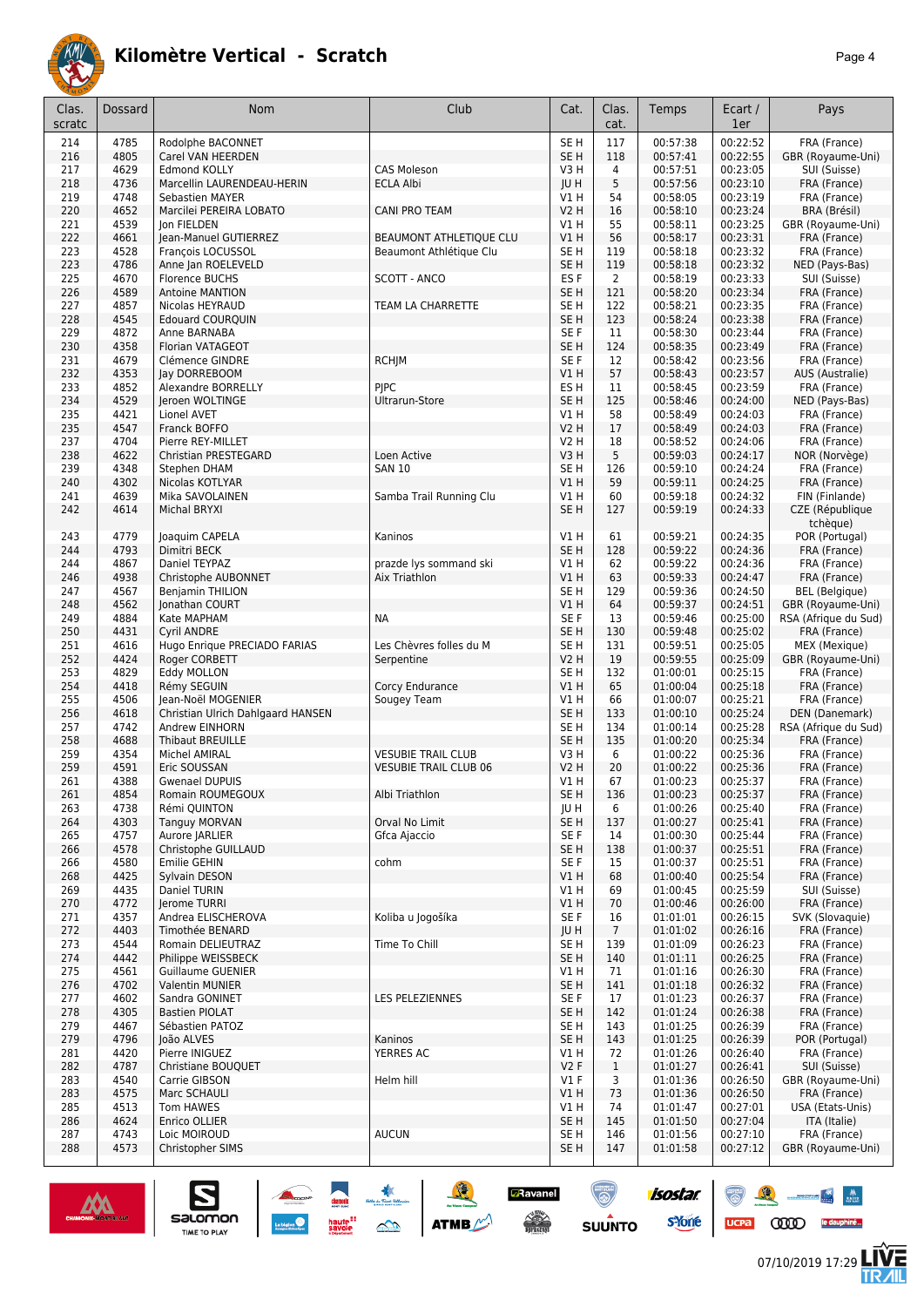# Kilomètre Vertical - Scratch

| Clas. scratc | Dossard | Nom | Club | Cat. | Clas. cat. | Temps | Ecart / 1er | Pays |
|---|---|---|---|---|---|---|---|---|
| 214 | 4785 | Rodolphe BACONNET | | SE H | 117 | 00:57:38 | 00:22:52 | FRA (France) |
| 216 | 4805 | Carel VAN HEERDEN | | SE H | 118 | 00:57:41 | 00:22:55 | GBR (Royaume-Uni) |
| 217 | 4629 | Edmond KOLLY | CAS Moleson | V3 H | 4 | 00:57:51 | 00:23:05 | SUI (Suisse) |
| 218 | 4736 | Marcellin LAURENDEAU-HERIN | ECLA Albi | JU H | 5 | 00:57:56 | 00:23:10 | FRA (France) |
| 219 | 4748 | Sebastien MAYER | | V1 H | 54 | 00:58:05 | 00:23:19 | FRA (France) |
| 220 | 4652 | Marcilei PEREIRA LOBATO | CANI PRO TEAM | V2 H | 16 | 00:58:10 | 00:23:24 | BRA (Brésil) |
| 221 | 4539 | Jon FIELDEN | | V1 H | 55 | 00:58:11 | 00:23:25 | GBR (Royaume-Uni) |
| 222 | 4661 | Jean-Manuel GUTIERREZ | BEAUMONT ATHLETIQUE CLU | V1 H | 56 | 00:58:17 | 00:23:31 | FRA (France) |
| 223 | 4528 | François LOCUSSOL | Beaumont Athlétique Clu | SE H | 119 | 00:58:18 | 00:23:32 | FRA (France) |
| 223 | 4786 | Anne Jan ROELEVELD | | SE H | 119 | 00:58:18 | 00:23:32 | NED (Pays-Bas) |
| 225 | 4670 | Florence BUCHS | SCOTT - ANCO | ES F | 2 | 00:58:19 | 00:23:33 | SUI (Suisse) |
| 226 | 4589 | Antoine MANTION | | SE H | 121 | 00:58:20 | 00:23:34 | FRA (France) |
| 227 | 4857 | Nicolas HEYRAUD | TEAM LA CHARRETTE | SE H | 122 | 00:58:21 | 00:23:35 | FRA (France) |
| 228 | 4545 | Edouard COURQUIN | | SE H | 123 | 00:58:24 | 00:23:38 | FRA (France) |
| 229 | 4872 | Anne BARNABA | | SE F | 11 | 00:58:30 | 00:23:44 | FRA (France) |
| 230 | 4358 | Florian VATAGEOT | | SE H | 124 | 00:58:35 | 00:23:49 | FRA (France) |
| 231 | 4679 | Clémence GINDRE | RCHJM | SE F | 12 | 00:58:42 | 00:23:56 | FRA (France) |
| 232 | 4353 | Jay DORREBOOM | | V1 H | 57 | 00:58:43 | 00:23:57 | AUS (Australie) |
| 233 | 4852 | Alexandre BORRELLY | PJPC | ES H | 11 | 00:58:45 | 00:23:59 | FRA (France) |
| 234 | 4529 | Jeroen WOLTINGE | Ultrarun-Store | SE H | 125 | 00:58:46 | 00:24:00 | NED (Pays-Bas) |
| 235 | 4421 | Lionel AVET | | V1 H | 58 | 00:58:49 | 00:24:03 | FRA (France) |
| 235 | 4547 | Franck BOFFO | | V2 H | 17 | 00:58:49 | 00:24:03 | FRA (France) |
| 237 | 4704 | Pierre REY-MILLET | | V2 H | 18 | 00:58:52 | 00:24:06 | FRA (France) |
| 238 | 4622 | Christian PRESTEGARD | Loen Active | V3 H | 5 | 00:59:03 | 00:24:17 | NOR (Norvège) |
| 239 | 4348 | Stephen DHAM | SAN 10 | SE H | 126 | 00:59:10 | 00:24:24 | FRA (France) |
| 240 | 4302 | Nicolas KOTLYAR | | V1 H | 59 | 00:59:11 | 00:24:25 | FRA (France) |
| 241 | 4639 | Mika SAVOLAINEN | Samba Trail Running Clu | V1 H | 60 | 00:59:18 | 00:24:32 | FIN (Finlande) |
| 242 | 4614 | Michal BRYXI | | SE H | 127 | 00:59:19 | 00:24:33 | CZE (République tchèque) |
| 243 | 4779 | Joaquim CAPELA | Kaninos | V1 H | 61 | 00:59:21 | 00:24:35 | POR (Portugal) |
| 244 | 4793 | Dimitri BECK | | SE H | 128 | 00:59:22 | 00:24:36 | FRA (France) |
| 244 | 4867 | Daniel TEYPAZ | prazde lys sommand ski | V1 H | 62 | 00:59:22 | 00:24:36 | FRA (France) |
| 246 | 4938 | Christophe AUBONNET | Aix Triathlon | V1 H | 63 | 00:59:33 | 00:24:47 | FRA (France) |
| 247 | 4567 | Benjamin THILION | | SE H | 129 | 00:59:36 | 00:24:50 | BEL (Belgique) |
| 248 | 4562 | Jonathan COURT | | V1 H | 64 | 00:59:37 | 00:24:51 | GBR (Royaume-Uni) |
| 249 | 4884 | Kate MAPHAM | NA | SE F | 13 | 00:59:46 | 00:25:00 | RSA (Afrique du Sud) |
| 250 | 4431 | Cyril ANDRE | | SE H | 130 | 00:59:48 | 00:25:02 | FRA (France) |
| 251 | 4616 | Hugo Enrique PRECIADO FARIAS | Les Chèvres folles du M | SE H | 131 | 00:59:51 | 00:25:05 | MEX (Mexique) |
| 252 | 4424 | Roger CORBETT | Serpentine | V2 H | 19 | 00:59:55 | 00:25:09 | GBR (Royaume-Uni) |
| 253 | 4829 | Eddy MOLLON | | SE H | 132 | 01:00:01 | 00:25:15 | FRA (France) |
| 254 | 4418 | Rémy SEGUIN | Corcy Endurance | V1 H | 65 | 01:00:04 | 00:25:18 | FRA (France) |
| 255 | 4506 | Jean-Noël MOGENIER | Sougey Team | V1 H | 66 | 01:00:07 | 00:25:21 | FRA (France) |
| 256 | 4618 | Christian Ulrich Dahlgaard HANSEN | | SE H | 133 | 01:00:10 | 00:25:24 | DEN (Danemark) |
| 257 | 4742 | Andrew EINHORN | | SE H | 134 | 01:00:14 | 00:25:28 | RSA (Afrique du Sud) |
| 258 | 4688 | Thibaut BREUILLE | | SE H | 135 | 01:00:20 | 00:25:34 | FRA (France) |
| 259 | 4354 | Michel AMIRAL | VESUBIE TRAIL CLUB | V3 H | 6 | 01:00:22 | 00:25:36 | FRA (France) |
| 259 | 4591 | Eric SOUSSAN | VESUBIE TRAIL CLUB 06 | V2 H | 20 | 01:00:22 | 00:25:36 | FRA (France) |
| 261 | 4388 | Gwenael DUPUIS | | V1 H | 67 | 01:00:23 | 00:25:37 | FRA (France) |
| 261 | 4854 | Romain ROUMEGOUX | Albi Triathlon | SE H | 136 | 01:00:23 | 00:25:37 | FRA (France) |
| 263 | 4738 | Rémi QUINTON | | JU H | 6 | 01:00:26 | 00:25:40 | FRA (France) |
| 264 | 4303 | Tanguy MORVAN | Orval No Limit | SE H | 137 | 01:00:27 | 00:25:41 | FRA (France) |
| 265 | 4757 | Aurore JARLIER | Gfca Ajaccio | SE F | 14 | 01:00:30 | 00:25:44 | FRA (France) |
| 266 | 4578 | Christophe GUILLAUD | | SE H | 138 | 01:00:37 | 00:25:51 | FRA (France) |
| 266 | 4580 | Emilie GEHIN | cohm | SE F | 15 | 01:00:37 | 00:25:51 | FRA (France) |
| 268 | 4425 | Sylvain DESON | | V1 H | 68 | 01:00:40 | 00:25:54 | FRA (France) |
| 269 | 4435 | Daniel TURIN | | V1 H | 69 | 01:00:45 | 00:25:59 | SUI (Suisse) |
| 270 | 4772 | Jerome TURRI | | V1 H | 70 | 01:00:46 | 00:26:00 | FRA (France) |
| 271 | 4357 | Andrea ELISCHEROVA | Koliba u Jogošíka | SE F | 16 | 01:01:01 | 00:26:15 | SVK (Slovaquie) |
| 272 | 4403 | Timothée BENARD | | JU H | 7 | 01:01:02 | 00:26:16 | FRA (France) |
| 273 | 4544 | Romain DELIEUTRAZ | Time To Chill | SE H | 139 | 01:01:09 | 00:26:23 | FRA (France) |
| 274 | 4442 | Philippe WEISSBECK | | SE H | 140 | 01:01:11 | 00:26:25 | FRA (France) |
| 275 | 4561 | Guillaume GUENIER | | V1 H | 71 | 01:01:16 | 00:26:30 | FRA (France) |
| 276 | 4702 | Valentin MUNIER | | SE H | 141 | 01:01:18 | 00:26:32 | FRA (France) |
| 277 | 4602 | Sandra GONINET | LES PELEZIENNES | SE F | 17 | 01:01:23 | 00:26:37 | FRA (France) |
| 278 | 4305 | Bastien PIOLAT | | SE H | 142 | 01:01:24 | 00:26:38 | FRA (France) |
| 279 | 4467 | Sébastien PATOZ | | SE H | 143 | 01:01:25 | 00:26:39 | FRA (France) |
| 279 | 4796 | João ALVES | Kaninos | SE H | 143 | 01:01:25 | 00:26:39 | POR (Portugal) |
| 281 | 4420 | Pierre INIGUEZ | YERRES AC | V1 H | 72 | 01:01:26 | 00:26:40 | FRA (France) |
| 282 | 4787 | Christiane BOUQUET | | V2 F | 1 | 01:01:27 | 00:26:41 | SUI (Suisse) |
| 283 | 4540 | Carrie GIBSON | Helm hill | V1 F | 3 | 01:01:36 | 00:26:50 | GBR (Royaume-Uni) |
| 283 | 4575 | Marc SCHAULI | | V1 H | 73 | 01:01:36 | 00:26:50 | FRA (France) |
| 285 | 4513 | Tom HAWES | | V1 H | 74 | 01:01:47 | 00:27:01 | USA (Etats-Unis) |
| 286 | 4624 | Enrico OLLIER | | SE H | 145 | 01:01:50 | 00:27:04 | ITA (Italie) |
| 287 | 4743 | Loic MOIROUD | AUCUN | SE H | 146 | 01:01:56 | 00:27:10 | FRA (France) |
| 288 | 4573 | Christopher SIMS | | SE H | 147 | 01:01:58 | 00:27:12 | GBR (Royaume-Uni) |

07/10/2019 17:29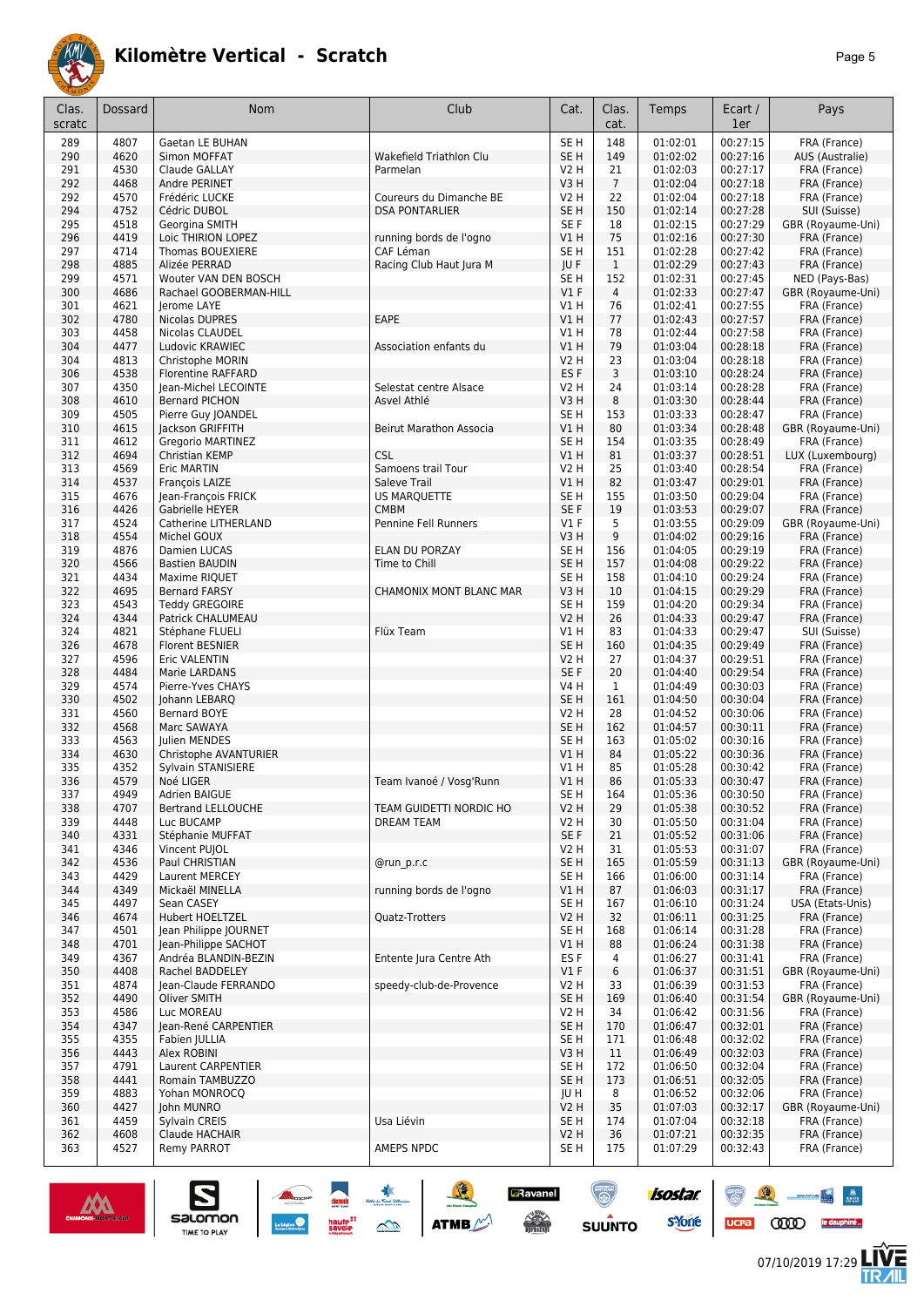# Kilomètre Vertical - Scratch

| Clas. scratc | Dossard | Nom | Club | Cat. | Clas. cat. | Temps | Ecart / 1er | Pays |
|---|---|---|---|---|---|---|---|---|
| 289 | 4807 | Gaetan LE BUHAN | | SE H | 148 | 01:02:01 | 00:27:15 | FRA (France) |
| 290 | 4620 | Simon MOFFAT | Wakefield Triathlon Clu | SE H | 149 | 01:02:02 | 00:27:16 | AUS (Australie) |
| 291 | 4530 | Claude GALLAY | Parmelan | V2 H | 21 | 01:02:03 | 00:27:17 | FRA (France) |
| 292 | 4468 | Andre PERINET | | V3 H | 7 | 01:02:04 | 00:27:18 | FRA (France) |
| 292 | 4570 | Frédéric LUCKE | Coureurs du Dimanche BE | V2 H | 22 | 01:02:04 | 00:27:18 | FRA (France) |
| 294 | 4752 | Cédric DUBOL | DSA PONTARLIER | SE H | 150 | 01:02:14 | 00:27:28 | SUI (Suisse) |
| 295 | 4518 | Georgina SMITH | | SE F | 18 | 01:02:15 | 00:27:29 | GBR (Royaume-Uni) |
| 296 | 4419 | Loic THIRION LOPEZ | running bords de l'ogno | V1 H | 75 | 01:02:16 | 00:27:30 | FRA (France) |
| 297 | 4714 | Thomas BOUEXIERE | CAF Léman | SE H | 151 | 01:02:28 | 00:27:42 | FRA (France) |
| 298 | 4885 | Alizée PERRAD | Racing Club Haut Jura M | JU F | 1 | 01:02:29 | 00:27:43 | FRA (France) |
| 299 | 4571 | Wouter VAN DEN BOSCH | | SE H | 152 | 01:02:31 | 00:27:45 | NED (Pays-Bas) |
| 300 | 4686 | Rachael GOOBERMAN-HILL | | V1 F | 4 | 01:02:33 | 00:27:47 | GBR (Royaume-Uni) |
| 301 | 4621 | Jerome LAYE | | V1 H | 76 | 01:02:41 | 00:27:55 | FRA (France) |
| 302 | 4780 | Nicolas DUPRES | EAPE | V1 H | 77 | 01:02:43 | 00:27:57 | FRA (France) |
| 303 | 4458 | Nicolas CLAUDEL | | V1 H | 78 | 01:02:44 | 00:27:58 | FRA (France) |
| 304 | 4477 | Ludovic KRAWIEC | Association enfants du | V1 H | 79 | 01:03:04 | 00:28:18 | FRA (France) |
| 304 | 4813 | Christophe MORIN | | V2 H | 23 | 01:03:04 | 00:28:18 | FRA (France) |
| 306 | 4538 | Florentine RAFFARD | | ES F | 3 | 01:03:10 | 00:28:24 | FRA (France) |
| 307 | 4350 | Jean-Michel LECOINTE | Selestat centre Alsace | V2 H | 24 | 01:03:14 | 00:28:28 | FRA (France) |
| 308 | 4610 | Bernard PICHON | Asvel Athlé | V3 H | 8 | 01:03:30 | 00:28:44 | FRA (France) |
| 309 | 4505 | Pierre Guy JOANDEL | | SE H | 153 | 01:03:33 | 00:28:47 | FRA (France) |
| 310 | 4615 | Jackson GRIFFITH | Beirut Marathon Associa | V1 H | 80 | 01:03:34 | 00:28:48 | GBR (Royaume-Uni) |
| 311 | 4612 | Gregorio MARTINEZ | | SE H | 154 | 01:03:35 | 00:28:49 | FRA (France) |
| 312 | 4694 | Christian KEMP | CSL | V1 H | 81 | 01:03:37 | 00:28:51 | LUX (Luxembourg) |
| 313 | 4569 | Eric MARTIN | Samoens trail Tour | V2 H | 25 | 01:03:40 | 00:28:54 | FRA (France) |
| 314 | 4537 | François LAIZE | Saleve Trail | V1 H | 82 | 01:03:47 | 00:29:01 | FRA (France) |
| 315 | 4676 | Jean-François FRICK | US MARQUETTE | SE H | 155 | 01:03:50 | 00:29:04 | FRA (France) |
| 316 | 4426 | Gabrielle HEYER | CMBM | SE F | 19 | 01:03:53 | 00:29:07 | FRA (France) |
| 317 | 4524 | Catherine LITHERLAND | Pennine Fell Runners | V1 F | 5 | 01:03:55 | 00:29:09 | GBR (Royaume-Uni) |
| 318 | 4554 | Michel GOUX | | V3 H | 9 | 01:04:02 | 00:29:16 | FRA (France) |
| 319 | 4876 | Damien LUCAS | ELAN DU PORZAY | SE H | 156 | 01:04:05 | 00:29:19 | FRA (France) |
| 320 | 4566 | Bastien BAUDIN | Time to Chill | SE H | 157 | 01:04:08 | 00:29:22 | FRA (France) |
| 321 | 4434 | Maxime RIQUET | | SE H | 158 | 01:04:10 | 00:29:24 | FRA (France) |
| 322 | 4695 | Bernard FARSY | CHAMONIX MONT BLANC MAR | V3 H | 10 | 01:04:15 | 00:29:29 | FRA (France) |
| 323 | 4543 | Teddy GREGOIRE | | SE H | 159 | 01:04:20 | 00:29:34 | FRA (France) |
| 324 | 4344 | Patrick CHALUMEAU | | V2 H | 26 | 01:04:33 | 00:29:47 | FRA (France) |
| 324 | 4821 | Stéphane FLUELI | Flüx Team | V1 H | 83 | 01:04:33 | 00:29:47 | SUI (Suisse) |
| 326 | 4678 | Florent BESNIER | | SE H | 160 | 01:04:35 | 00:29:49 | FRA (France) |
| 327 | 4596 | Eric VALENTIN | | V2 H | 27 | 01:04:37 | 00:29:51 | FRA (France) |
| 328 | 4484 | Marie LARDANS | | SE F | 20 | 01:04:40 | 00:29:54 | FRA (France) |
| 329 | 4574 | Pierre-Yves CHAYS | | V4 H | 1 | 01:04:49 | 00:30:03 | FRA (France) |
| 330 | 4502 | Johann LEBARQ | | SE H | 161 | 01:04:50 | 00:30:04 | FRA (France) |
| 331 | 4560 | Bernard BOYE | | V2 H | 28 | 01:04:52 | 00:30:06 | FRA (France) |
| 332 | 4568 | Marc SAWAYA | | SE H | 162 | 01:04:57 | 00:30:11 | FRA (France) |
| 333 | 4563 | Julien MENDES | | SE H | 163 | 01:05:02 | 00:30:16 | FRA (France) |
| 334 | 4630 | Christophe AVANTURIER | | V1 H | 84 | 01:05:22 | 00:30:36 | FRA (France) |
| 335 | 4352 | Sylvain STANISIERE | | V1 H | 85 | 01:05:28 | 00:30:42 | FRA (France) |
| 336 | 4579 | Noé LIGER | Team Ivanoé / Vosg'Runn | V1 H | 86 | 01:05:33 | 00:30:47 | FRA (France) |
| 337 | 4949 | Adrien BAIGUE | | SE H | 164 | 01:05:36 | 00:30:50 | FRA (France) |
| 338 | 4707 | Bertrand LELLOUCHE | TEAM GUIDETTI NORDIC HO | V2 H | 29 | 01:05:38 | 00:30:52 | FRA (France) |
| 339 | 4448 | Luc BUCAMP | DREAM TEAM | V2 H | 30 | 01:05:50 | 00:31:04 | FRA (France) |
| 340 | 4331 | Stéphanie MUFFAT | | SE F | 21 | 01:05:52 | 00:31:06 | FRA (France) |
| 341 | 4346 | Vincent PUJOL | | V2 H | 31 | 01:05:53 | 00:31:07 | FRA (France) |
| 342 | 4536 | Paul CHRISTIAN | @run_p.r.c | SE H | 165 | 01:05:59 | 00:31:13 | GBR (Royaume-Uni) |
| 343 | 4429 | Laurent MERCEY | | SE H | 166 | 01:06:00 | 00:31:14 | FRA (France) |
| 344 | 4349 | Mickaël MINELLA | running bords de l'ogno | V1 H | 87 | 01:06:03 | 00:31:17 | FRA (France) |
| 345 | 4497 | Sean CASEY | | SE H | 167 | 01:06:10 | 00:31:24 | USA (Etats-Unis) |
| 346 | 4674 | Hubert HOELTZEL | Quatz-Trotters | V2 H | 32 | 01:06:11 | 00:31:25 | FRA (France) |
| 347 | 4501 | Jean Philippe JOURNET | | SE H | 168 | 01:06:14 | 00:31:28 | FRA (France) |
| 348 | 4701 | Jean-Philippe SACHOT | | V1 H | 88 | 01:06:24 | 00:31:38 | FRA (France) |
| 349 | 4367 | Andréa BLANDIN-BEZIN | Entente Jura Centre Ath | ES F | 4 | 01:06:27 | 00:31:41 | FRA (France) |
| 350 | 4408 | Rachel BADDELEY | | V1 F | 6 | 01:06:37 | 00:31:51 | GBR (Royaume-Uni) |
| 351 | 4874 | Jean-Claude FERRANDO | speedy-club-de-Provence | V2 H | 33 | 01:06:39 | 00:31:53 | FRA (France) |
| 352 | 4490 | Oliver SMITH | | SE H | 169 | 01:06:40 | 00:31:54 | GBR (Royaume-Uni) |
| 353 | 4586 | Luc MOREAU | | V2 H | 34 | 01:06:42 | 00:31:56 | FRA (France) |
| 354 | 4347 | Jean-René CARPENTIER | | SE H | 170 | 01:06:47 | 00:32:01 | FRA (France) |
| 355 | 4355 | Fabien JULLIA | | SE H | 171 | 01:06:48 | 00:32:02 | FRA (France) |
| 356 | 4443 | Alex ROBINI | | V3 H | 11 | 01:06:49 | 00:32:03 | FRA (France) |
| 357 | 4791 | Laurent CARPENTIER | | SE H | 172 | 01:06:50 | 00:32:04 | FRA (France) |
| 358 | 4441 | Romain TAMBUZZO | | SE H | 173 | 01:06:51 | 00:32:05 | FRA (France) |
| 359 | 4883 | Yohan MONROCQ | | JU H | 8 | 01:06:52 | 00:32:06 | FRA (France) |
| 360 | 4427 | John MUNRO | | V2 H | 35 | 01:07:03 | 00:32:17 | GBR (Royaume-Uni) |
| 361 | 4459 | Sylvain CREIS | Usa Liévin | SE H | 174 | 01:07:04 | 00:32:18 | FRA (France) |
| 362 | 4608 | Claude HACHAIR | | V2 H | 36 | 01:07:21 | 00:32:35 | FRA (France) |
| 363 | 4527 | Remy PARROT | AMEPS NPDC | SE H | 175 | 01:07:29 | 00:32:43 | FRA (France) |

07/10/2019 17:29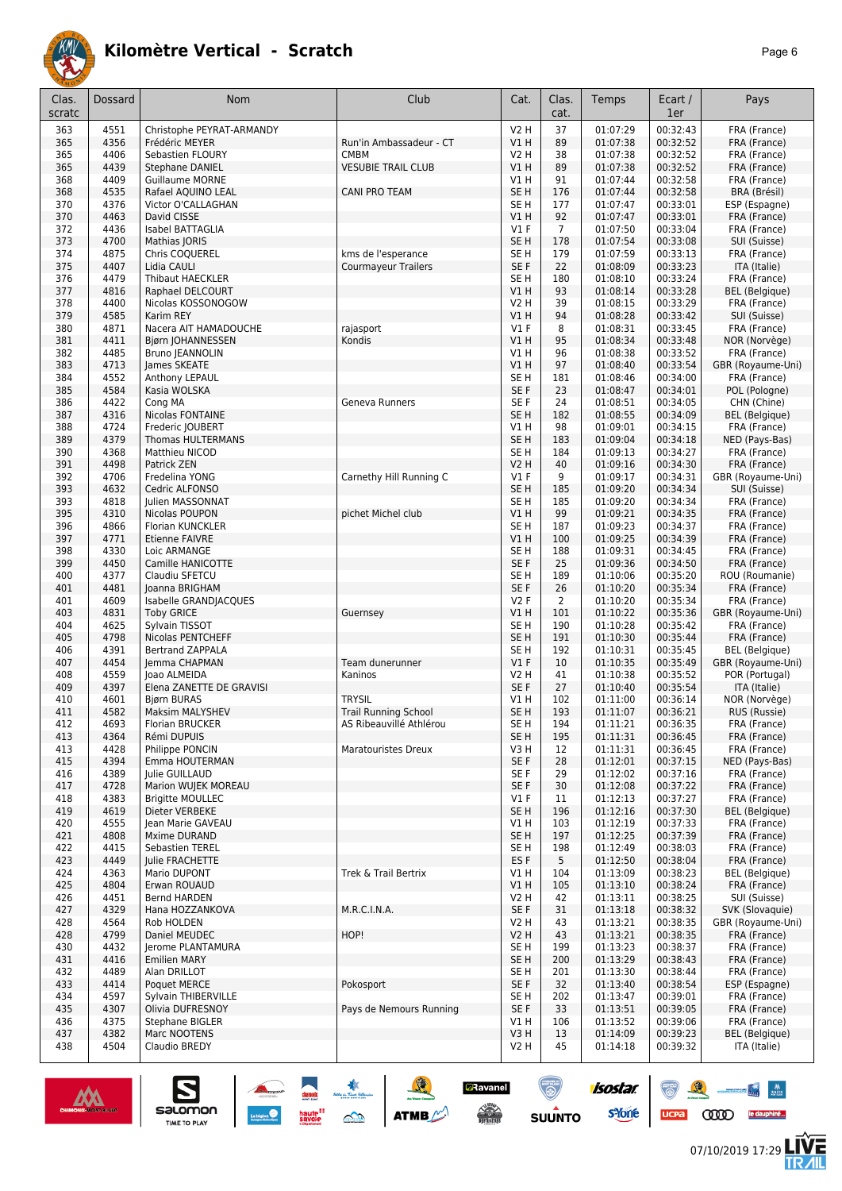# Kilomètre Vertical - Scratch

| Clas. scratc | Dossard | Nom | Club | Cat. | Clas. cat. | Temps | Ecart / 1er | Pays |
|---|---|---|---|---|---|---|---|---|
| 363 | 4551 | Christophe PEYRAT-ARMANDY | | V2 H | 37 | 01:07:29 | 00:32:43 | FRA (France) |
| 365 | 4356 | Frédéric MEYER | Run'in Ambassadeur - CT | V1 H | 89 | 01:07:38 | 00:32:52 | FRA (France) |
| 365 | 4406 | Sebastien FLOURY | CMBM | V2 H | 38 | 01:07:38 | 00:32:52 | FRA (France) |
| 365 | 4439 | Stephane DANIEL | VESUBIE TRAIL CLUB | V1 H | 89 | 01:07:38 | 00:32:52 | FRA (France) |
| 368 | 4409 | Guillaume MORNE | | V1 H | 91 | 01:07:44 | 00:32:58 | FRA (France) |
| 368 | 4535 | Rafael AQUINO LEAL | CANI PRO TEAM | SE H | 176 | 01:07:44 | 00:32:58 | BRA (Brésil) |
| 370 | 4376 | Victor O'CALLAGHAN | | SE H | 177 | 01:07:47 | 00:33:01 | ESP (Espagne) |
| 370 | 4463 | David CISSE | | V1 H | 92 | 01:07:47 | 00:33:01 | FRA (France) |
| 372 | 4436 | Isabel BATTAGLIA | | V1 F | 7 | 01:07:50 | 00:33:04 | FRA (France) |
| 373 | 4700 | Mathias JORIS | | SE H | 178 | 01:07:54 | 00:33:08 | SUI (Suisse) |
| 374 | 4875 | Chris COQUEREL | kms de l'esperance | SE H | 179 | 01:07:59 | 00:33:13 | FRA (France) |
| 375 | 4407 | Lidia CAULI | Courmayeur Trailers | SE F | 22 | 01:08:09 | 00:33:23 | ITA (Italie) |
| 376 | 4479 | Thibaut HAECKLER | | SE H | 180 | 01:08:10 | 00:33:24 | FRA (France) |
| 377 | 4816 | Raphael DELCOURT | | V1 H | 93 | 01:08:14 | 00:33:28 | BEL (Belgique) |
| 378 | 4400 | Nicolas KOSSONOGOW | | V2 H | 39 | 01:08:15 | 00:33:29 | FRA (France) |
| 379 | 4585 | Karim REY | | V1 H | 94 | 01:08:28 | 00:33:42 | SUI (Suisse) |
| 380 | 4871 | Nacera AIT HAMADOUCHE | rajasport | V1 F | 8 | 01:08:31 | 00:33:45 | FRA (France) |
| 381 | 4411 | Bjørn JOHANNESSEN | Kondis | V1 H | 95 | 01:08:34 | 00:33:48 | NOR (Norvège) |
| 382 | 4485 | Bruno JEANNOLIN | | V1 H | 96 | 01:08:38 | 00:33:52 | FRA (France) |
| 383 | 4713 | James SKEATE | | V1 H | 97 | 01:08:40 | 00:33:54 | GBR (Royaume-Uni) |
| 384 | 4552 | Anthony LEPAUL | | SE H | 181 | 01:08:46 | 00:34:00 | FRA (France) |
| 385 | 4584 | Kasia WOLSKA | | SE F | 23 | 01:08:47 | 00:34:01 | POL (Pologne) |
| 386 | 4422 | Cong MA | Geneva Runners | SE F | 24 | 01:08:51 | 00:34:05 | CHN (Chine) |
| 387 | 4316 | Nicolas FONTAINE | | SE H | 182 | 01:08:55 | 00:34:09 | BEL (Belgique) |
| 388 | 4724 | Frederic JOUBERT | | V1 H | 98 | 01:09:01 | 00:34:15 | FRA (France) |
| 389 | 4379 | Thomas HULTERMANS | | SE H | 183 | 01:09:04 | 00:34:18 | NED (Pays-Bas) |
| 390 | 4368 | Matthieu NICOD | | SE H | 184 | 01:09:13 | 00:34:27 | FRA (France) |
| 391 | 4498 | Patrick ZEN | | V2 H | 40 | 01:09:16 | 00:34:30 | FRA (France) |
| 392 | 4706 | Fredelina YONG | Carnethy Hill Running C | V1 F | 9 | 01:09:17 | 00:34:31 | GBR (Royaume-Uni) |
| 393 | 4632 | Cedric ALFONSO | | SE H | 185 | 01:09:20 | 00:34:34 | SUI (Suisse) |
| 393 | 4818 | Julien MASSONNAT | | SE H | 185 | 01:09:20 | 00:34:34 | FRA (France) |
| 395 | 4310 | Nicolas POUPON | pichet Michel club | V1 H | 99 | 01:09:21 | 00:34:35 | FRA (France) |
| 396 | 4866 | Florian KUNCKLER | | SE H | 187 | 01:09:23 | 00:34:37 | FRA (France) |
| 397 | 4771 | Etienne FAIVRE | | V1 H | 100 | 01:09:25 | 00:34:39 | FRA (France) |
| 398 | 4330 | Loic ARMANGE | | SE H | 188 | 01:09:31 | 00:34:45 | FRA (France) |
| 399 | 4450 | Camille HANICOTTE | | SE F | 25 | 01:09:36 | 00:34:50 | FRA (France) |
| 400 | 4377 | Claudiu SFETCU | | SE H | 189 | 01:10:06 | 00:35:20 | ROU (Roumanie) |
| 401 | 4481 | Joanna BRIGHAM | | SE F | 26 | 01:10:20 | 00:35:34 | FRA (France) |
| 401 | 4609 | Isabelle GRANDJACQUES | | V2 F | 2 | 01:10:20 | 00:35:34 | FRA (France) |
| 403 | 4831 | Toby GRICE | Guernsey | V1 H | 101 | 01:10:22 | 00:35:36 | GBR (Royaume-Uni) |
| 404 | 4625 | Sylvain TISSOT | | SE H | 190 | 01:10:28 | 00:35:42 | FRA (France) |
| 405 | 4798 | Nicolas PENTCHEFF | | SE H | 191 | 01:10:30 | 00:35:44 | FRA (France) |
| 406 | 4391 | Bertrand ZAPPALA | | SE H | 192 | 01:10:31 | 00:35:45 | BEL (Belgique) |
| 407 | 4454 | Jemma CHAPMAN | Team dunerunner | V1 F | 10 | 01:10:35 | 00:35:49 | GBR (Royaume-Uni) |
| 408 | 4559 | Joao ALMEIDA | Kaninos | V2 H | 41 | 01:10:38 | 00:35:52 | POR (Portugal) |
| 409 | 4397 | Elena ZANETTE DE GRAVISI | | SE F | 27 | 01:10:40 | 00:35:54 | ITA (Italie) |
| 410 | 4601 | Bjørn BURAS | TRYSIL | V1 H | 102 | 01:11:00 | 00:36:14 | NOR (Norvège) |
| 411 | 4582 | Maksim MALYSHEV | Trail Running School | SE H | 193 | 01:11:07 | 00:36:21 | RUS (Russie) |
| 412 | 4693 | Florian BRUCKER | AS Ribeauvillé Athlérou | SE H | 194 | 01:11:21 | 00:36:35 | FRA (France) |
| 413 | 4364 | Rémi DUPUIS | | SE H | 195 | 01:11:31 | 00:36:45 | FRA (France) |
| 413 | 4428 | Philippe PONCIN | Maratouristes Dreux | V3 H | 12 | 01:11:31 | 00:36:45 | FRA (France) |
| 415 | 4394 | Emma HOUTERMAN | | SE F | 28 | 01:12:01 | 00:37:15 | NED (Pays-Bas) |
| 416 | 4389 | Julie GUILLAUD | | SE F | 29 | 01:12:02 | 00:37:16 | FRA (France) |
| 417 | 4728 | Marion WUJEK MOREAU | | SE F | 30 | 01:12:08 | 00:37:22 | FRA (France) |
| 418 | 4383 | Brigitte MOULLEC | | V1 F | 11 | 01:12:13 | 00:37:27 | FRA (France) |
| 419 | 4619 | Dieter VERBEKE | | SE H | 196 | 01:12:16 | 00:37:30 | BEL (Belgique) |
| 420 | 4555 | Jean Marie GAVEAU | | V1 H | 103 | 01:12:19 | 00:37:33 | FRA (France) |
| 421 | 4808 | Mxime DURAND | | SE H | 197 | 01:12:25 | 00:37:39 | FRA (France) |
| 422 | 4415 | Sebastien TEREL | | SE H | 198 | 01:12:49 | 00:38:03 | FRA (France) |
| 423 | 4449 | Julie FRACHETTE | | ES F | 5 | 01:12:50 | 00:38:04 | FRA (France) |
| 424 | 4363 | Mario DUPONT | Trek & Trail Bertrix | V1 H | 104 | 01:13:09 | 00:38:23 | BEL (Belgique) |
| 425 | 4804 | Erwan ROUAUD | | V1 H | 105 | 01:13:10 | 00:38:24 | FRA (France) |
| 426 | 4451 | Bernd HARDEN | | V2 H | 42 | 01:13:11 | 00:38:25 | SUI (Suisse) |
| 427 | 4329 | Hana HOZZANKOVA | M.R.C.I.N.A. | SE F | 31 | 01:13:18 | 00:38:32 | SVK (Slovaquie) |
| 428 | 4564 | Rob HOLDEN | | V2 H | 43 | 01:13:21 | 00:38:35 | GBR (Royaume-Uni) |
| 428 | 4799 | Daniel MEUDEC | HOP! | V2 H | 43 | 01:13:21 | 00:38:35 | FRA (France) |
| 430 | 4432 | Jerome PLANTAMURA | | SE H | 199 | 01:13:23 | 00:38:37 | FRA (France) |
| 431 | 4416 | Emilien MARY | | SE H | 200 | 01:13:29 | 00:38:43 | FRA (France) |
| 432 | 4489 | Alan DRILLOT | | SE H | 201 | 01:13:30 | 00:38:44 | FRA (France) |
| 433 | 4414 | Poquet MERCE | Pokosport | SE F | 32 | 01:13:40 | 00:38:54 | ESP (Espagne) |
| 434 | 4597 | Sylvain THIBERVILLE | | SE H | 202 | 01:13:47 | 00:39:01 | FRA (France) |
| 435 | 4307 | Olivia DUFRESNOY | Pays de Nemours Running | SE F | 33 | 01:13:51 | 00:39:05 | FRA (France) |
| 436 | 4375 | Stephane BIGLER | | V1 H | 106 | 01:13:52 | 00:39:06 | FRA (France) |
| 437 | 4382 | Marc NOOTENS | | V3 H | 13 | 01:14:09 | 00:39:23 | BEL (Belgique) |
| 438 | 4504 | Claudio BREDY | | V2 H | 45 | 01:14:18 | 00:39:32 | ITA (Italie) |

07/10/2019 17:29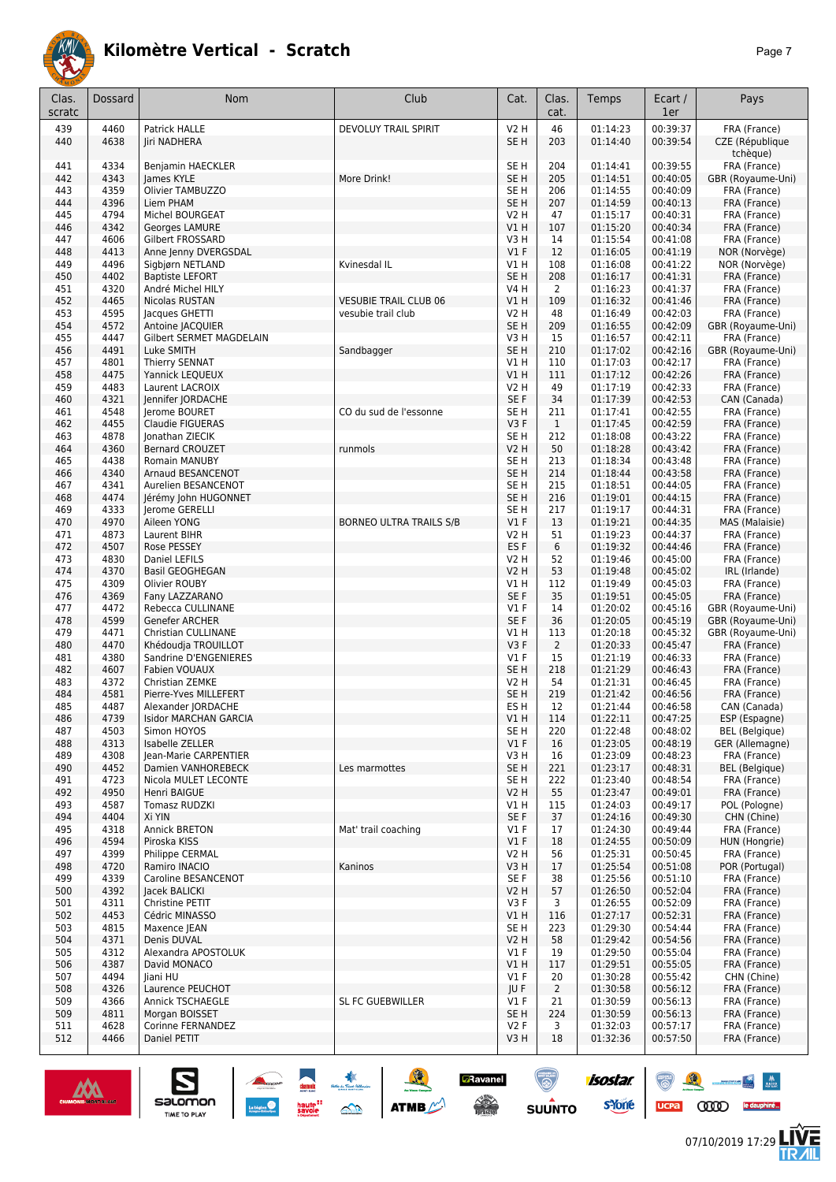# Kilomètre Vertical - Scratch

| Clas. scratc | Dossard | Nom | Club | Cat. | Clas. cat. | Temps | Ecart / 1er | Pays |
|---|---|---|---|---|---|---|---|---|
| 439 | 4460 | Patrick HALLE | DEVOLUY TRAIL SPIRIT | V2 H | 46 | 01:14:23 | 00:39:37 | FRA (France) |
| 440 | 4638 | Jiri NADHERA | | SE H | 203 | 01:14:40 | 00:39:54 | CZE (République tchèque) |
| 441 | 4334 | Benjamin HAECKLER | | SE H | 204 | 01:14:41 | 00:39:55 | FRA (France) |
| 442 | 4343 | James KYLE | More Drink! | SE H | 205 | 01:14:51 | 00:40:05 | GBR (Royaume-Uni) |
| 443 | 4359 | Olivier TAMBUZZO | | SE H | 206 | 01:14:55 | 00:40:09 | FRA (France) |
| 444 | 4396 | Liem PHAM | | SE H | 207 | 01:14:59 | 00:40:13 | FRA (France) |
| 445 | 4794 | Michel BOURGEAT | | V2 H | 47 | 01:15:17 | 00:40:31 | FRA (France) |
| 446 | 4342 | Georges LAMURE | | V1 H | 107 | 01:15:20 | 00:40:34 | FRA (France) |
| 447 | 4606 | Gilbert FROSSARD | | V3 H | 14 | 01:15:54 | 00:41:08 | FRA (France) |
| 448 | 4413 | Anne Jenny DVERGSDAL | | V1 F | 12 | 01:16:05 | 00:41:19 | NOR (Norvège) |
| 449 | 4496 | Sigbjørn NETLAND | Kvinesdal IL | V1 H | 108 | 01:16:08 | 00:41:22 | NOR (Norvège) |
| 450 | 4402 | Baptiste LEFORT | | SE H | 208 | 01:16:17 | 00:41:31 | FRA (France) |
| 451 | 4320 | André Michel HILY | | V4 H | 2 | 01:16:23 | 00:41:37 | FRA (France) |
| 452 | 4465 | Nicolas RUSTAN | VESUBIE TRAIL CLUB 06 | V1 H | 109 | 01:16:32 | 00:41:46 | FRA (France) |
| 453 | 4595 | Jacques GHETTI | vesubie trail club | V2 H | 48 | 01:16:49 | 00:42:03 | FRA (France) |
| 454 | 4572 | Antoine JACQUIER | | SE H | 209 | 01:16:55 | 00:42:09 | GBR (Royaume-Uni) |
| 455 | 4447 | Gilbert SERMET MAGDELAIN | | V3 H | 15 | 01:16:57 | 00:42:11 | FRA (France) |
| 456 | 4491 | Luke SMITH | Sandbagger | SE H | 210 | 01:17:02 | 00:42:16 | GBR (Royaume-Uni) |
| 457 | 4801 | Thierry SENNAT | | V1 H | 110 | 01:17:03 | 00:42:17 | FRA (France) |
| 458 | 4475 | Yannick LEQUEUX | | V1 H | 111 | 01:17:12 | 00:42:26 | FRA (France) |
| 459 | 4483 | Laurent LACROIX | | V2 H | 49 | 01:17:19 | 00:42:33 | FRA (France) |
| 460 | 4321 | Jennifer JORDACHE | | SE F | 34 | 01:17:39 | 00:42:53 | CAN (Canada) |
| 461 | 4548 | Jerome BOURET | CO du sud de l'essonne | SE H | 211 | 01:17:41 | 00:42:55 | FRA (France) |
| 462 | 4455 | Claudie FIGUERAS | | V3 F | 1 | 01:17:45 | 00:42:59 | FRA (France) |
| 463 | 4878 | Jonathan ZIECIK | | SE H | 212 | 01:18:08 | 00:43:22 | FRA (France) |
| 464 | 4360 | Bernard CROUZET | runmols | V2 H | 50 | 01:18:28 | 00:43:42 | FRA (France) |
| 465 | 4438 | Romain MANUBY | | SE H | 213 | 01:18:34 | 00:43:48 | FRA (France) |
| 466 | 4340 | Arnaud BESANCENOT | | SE H | 214 | 01:18:44 | 00:43:58 | FRA (France) |
| 467 | 4341 | Aurelien BESANCENOT | | SE H | 215 | 01:18:51 | 00:44:05 | FRA (France) |
| 468 | 4474 | Jérémy John HUGONNET | | SE H | 216 | 01:19:01 | 00:44:15 | FRA (France) |
| 469 | 4333 | Jerome GERELLI | | SE H | 217 | 01:19:17 | 00:44:31 | FRA (France) |
| 470 | 4970 | Aileen YONG | BORNEO ULTRA TRAILS S/B | V1 F | 13 | 01:19:21 | 00:44:35 | MAS (Malaisie) |
| 471 | 4873 | Laurent BIHR | | V2 H | 51 | 01:19:23 | 00:44:37 | FRA (France) |
| 472 | 4507 | Rose PESSEY | | ES F | 6 | 01:19:32 | 00:44:46 | FRA (France) |
| 473 | 4830 | Daniel LEFILS | | V2 H | 52 | 01:19:46 | 00:45:00 | FRA (France) |
| 474 | 4370 | Basil GEOGHEGAN | | V2 H | 53 | 01:19:48 | 00:45:02 | IRL (Irlande) |
| 475 | 4309 | Olivier ROUBY | | V1 H | 112 | 01:19:49 | 00:45:03 | FRA (France) |
| 476 | 4369 | Fany LAZZARANO | | SE F | 35 | 01:19:51 | 00:45:05 | FRA (France) |
| 477 | 4472 | Rebecca CULLINANE | | V1 F | 14 | 01:20:02 | 00:45:16 | GBR (Royaume-Uni) |
| 478 | 4599 | Genefer ARCHER | | SE F | 36 | 01:20:05 | 00:45:19 | GBR (Royaume-Uni) |
| 479 | 4471 | Christian CULLINANE | | V1 H | 113 | 01:20:18 | 00:45:32 | GBR (Royaume-Uni) |
| 480 | 4470 | Khédoudja TROUILLOT | | V3 F | 2 | 01:20:33 | 00:45:47 | FRA (France) |
| 481 | 4380 | Sandrine D'ENGENIERES | | V1 F | 15 | 01:21:19 | 00:46:33 | FRA (France) |
| 482 | 4607 | Fabien VOUAUX | | SE H | 218 | 01:21:29 | 00:46:43 | FRA (France) |
| 483 | 4372 | Christian ZEMKE | | V2 H | 54 | 01:21:31 | 00:46:45 | FRA (France) |
| 484 | 4581 | Pierre-Yves MILLEFERT | | SE H | 219 | 01:21:42 | 00:46:56 | FRA (France) |
| 485 | 4487 | Alexander JORDACHE | | ES H | 12 | 01:21:44 | 00:46:58 | CAN (Canada) |
| 486 | 4739 | Isidor MARCHAN GARCIA | | V1 H | 114 | 01:22:11 | 00:47:25 | ESP (Espagne) |
| 487 | 4503 | Simon HOYOS | | SE H | 220 | 01:22:48 | 00:48:02 | BEL (Belgique) |
| 488 | 4313 | Isabelle ZELLER | | V1 F | 16 | 01:23:05 | 00:48:19 | GER (Allemagne) |
| 489 | 4308 | Jean-Marie CARPENTIER | | V3 H | 16 | 01:23:09 | 00:48:23 | FRA (France) |
| 490 | 4452 | Damien VANHOREBECK | Les marmottes | SE H | 221 | 01:23:17 | 00:48:31 | BEL (Belgique) |
| 491 | 4723 | Nicola MULET LECONTE | | SE H | 222 | 01:23:40 | 00:48:54 | FRA (France) |
| 492 | 4950 | Henri BAIGUE | | V2 H | 55 | 01:23:47 | 00:49:01 | FRA (France) |
| 493 | 4587 | Tomasz RUDZKI | | V1 H | 115 | 01:24:03 | 00:49:17 | POL (Pologne) |
| 494 | 4404 | Xi YIN | | SE F | 37 | 01:24:16 | 00:49:30 | CHN (Chine) |
| 495 | 4318 | Annick BRETON | Mat' trail coaching | V1 F | 17 | 01:24:30 | 00:49:44 | FRA (France) |
| 496 | 4594 | Piroska KISS | | V1 F | 18 | 01:24:55 | 00:50:09 | HUN (Hongrie) |
| 497 | 4399 | Philippe CERMAL | | V2 H | 56 | 01:25:31 | 00:50:45 | FRA (France) |
| 498 | 4720 | Ramiro INACIO | Kaninos | V3 H | 17 | 01:25:54 | 00:51:08 | POR (Portugal) |
| 499 | 4339 | Caroline BESANCENOT | | SE F | 38 | 01:25:56 | 00:51:10 | FRA (France) |
| 500 | 4392 | Jacek BALICKI | | V2 H | 57 | 01:26:50 | 00:52:04 | FRA (France) |
| 501 | 4311 | Christine PETIT | | V3 F | 3 | 01:26:55 | 00:52:09 | FRA (France) |
| 502 | 4453 | Cédric MINASSO | | V1 H | 116 | 01:27:17 | 00:52:31 | FRA (France) |
| 503 | 4815 | Maxence JEAN | | SE H | 223 | 01:29:30 | 00:54:44 | FRA (France) |
| 504 | 4371 | Denis DUVAL | | V2 H | 58 | 01:29:42 | 00:54:56 | FRA (France) |
| 505 | 4312 | Alexandra APOSTOLUK | | V1 F | 19 | 01:29:50 | 00:55:04 | FRA (France) |
| 506 | 4387 | David MONACO | | V1 H | 117 | 01:29:51 | 00:55:05 | FRA (France) |
| 507 | 4494 | Jiani HU | | V1 F | 20 | 01:30:28 | 00:55:42 | CHN (Chine) |
| 508 | 4326 | Laurence PEUCHOT | | JU F | 2 | 01:30:58 | 00:56:12 | FRA (France) |
| 509 | 4366 | Annick TSCHAEGLE | SL FC GUEBWILLER | V1 F | 21 | 01:30:59 | 00:56:13 | FRA (France) |
| 509 | 4811 | Morgan BOISSET | | SE H | 224 | 01:30:59 | 00:56:13 | FRA (France) |
| 511 | 4628 | Corinne FERNANDEZ | | V2 F | 3 | 01:32:03 | 00:57:17 | FRA (France) |
| 512 | 4466 | Daniel PETIT | | V3 H | 18 | 01:32:36 | 00:57:50 | FRA (France) |

07/10/2019 17:29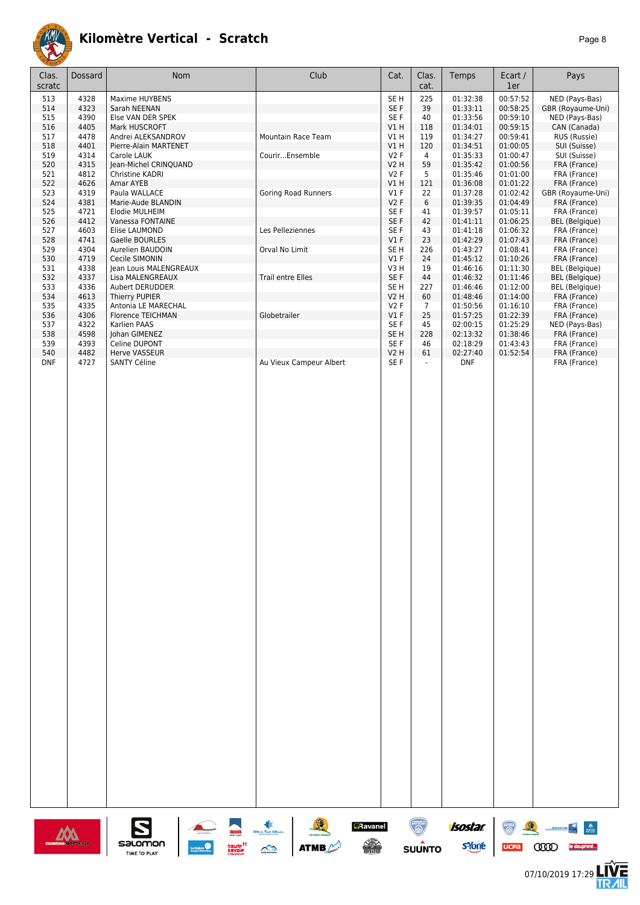# Kilomètre Vertical - Scratch

| Clas. scratc | Dossard | Nom | Club | Cat. | Clas. cat. | Temps | Ecart / 1er | Pays |
|---|---|---|---|---|---|---|---|---|
| 513 | 4328 | Maxime HUYBENS | | SE H | 225 | 01:32:38 | 00:57:52 | NED (Pays-Bas) |
| 514 | 4323 | Sarah NEENAN | | SE F | 39 | 01:33:11 | 00:58:25 | GBR (Royaume-Uni) |
| 515 | 4390 | Else VAN DER SPEK | | SE F | 40 | 01:33:56 | 00:59:10 | NED (Pays-Bas) |
| 516 | 4405 | Mark HUSCROFT | | V1 H | 118 | 01:34:01 | 00:59:15 | CAN (Canada) |
| 517 | 4478 | Andrei ALEKSANDROV | Mountain Race Team | V1 H | 119 | 01:34:27 | 00:59:41 | RUS (Russie) |
| 518 | 4401 | Pierre-Alain MARTENET | | V1 H | 120 | 01:34:51 | 01:00:05 | SUI (Suisse) |
| 519 | 4314 | Carole LAUK | Courir...Ensemble | V2 F | 4 | 01:35:33 | 01:00:47 | SUI (Suisse) |
| 520 | 4315 | Jean-Michel CRINQUAND | | V2 H | 59 | 01:35:42 | 01:00:56 | FRA (France) |
| 521 | 4812 | Christine KADRI | | V2 F | 5 | 01:35:46 | 01:01:00 | FRA (France) |
| 522 | 4626 | Amar AYEB | | V1 H | 121 | 01:36:08 | 01:01:22 | FRA (France) |
| 523 | 4319 | Paula WALLACE | Goring Road Runners | V1 F | 22 | 01:37:28 | 01:02:42 | GBR (Royaume-Uni) |
| 524 | 4381 | Marie-Aude BLANDIN | | V2 F | 6 | 01:39:35 | 01:04:49 | FRA (France) |
| 525 | 4721 | Elodie MULHEIM | | SE F | 41 | 01:39:57 | 01:05:11 | FRA (France) |
| 526 | 4412 | Vanessa FONTAINE | | SE F | 42 | 01:41:11 | 01:06:25 | BEL (Belgique) |
| 527 | 4603 | Elise LAUMOND | Les Pelleziennes | SE F | 43 | 01:41:18 | 01:06:32 | FRA (France) |
| 528 | 4741 | Gaelle BOURLES | | V1 F | 23 | 01:42:29 | 01:07:43 | FRA (France) |
| 529 | 4304 | Aurelien BAUDOIN | Orval No Limit | SE H | 226 | 01:43:27 | 01:08:41 | FRA (France) |
| 530 | 4719 | Cecile SIMONIN | | V1 F | 24 | 01:45:12 | 01:10:26 | FRA (France) |
| 531 | 4338 | Jean Louis MALENGREAUX | | V3 H | 19 | 01:46:16 | 01:11:30 | BEL (Belgique) |
| 532 | 4337 | Lisa MALENGREAUX | Trail entre Elles | SE F | 44 | 01:46:32 | 01:11:46 | BEL (Belgique) |
| 533 | 4336 | Aubert DERUDDER | | SE H | 227 | 01:46:46 | 01:12:00 | BEL (Belgique) |
| 534 | 4613 | Thierry PUPIER | | V2 H | 60 | 01:48:46 | 01:14:00 | FRA (France) |
| 535 | 4335 | Antonia LE MARECHAL | | V2 F | 7 | 01:50:56 | 01:16:10 | FRA (France) |
| 536 | 4306 | Florence TEICHMAN | Globetrailer | V1 F | 25 | 01:57:25 | 01:22:39 | FRA (France) |
| 537 | 4322 | Karlien PAAS | | SE F | 45 | 02:00:15 | 01:25:29 | NED (Pays-Bas) |
| 538 | 4598 | Johan GIMENEZ | | SE H | 228 | 02:13:32 | 01:38:46 | FRA (France) |
| 539 | 4393 | Celine DUPONT | | SE F | 46 | 02:18:29 | 01:43:43 | FRA (France) |
| 540 | 4482 | Herve VASSEUR | | V2 H | 61 | 02:27:40 | 01:52:54 | FRA (France) |
| DNF | 4727 | SANTY Céline | Au Vieux Campeur Albert | SE F | - | DNF | | FRA (France) |

07/10/2019 17:29